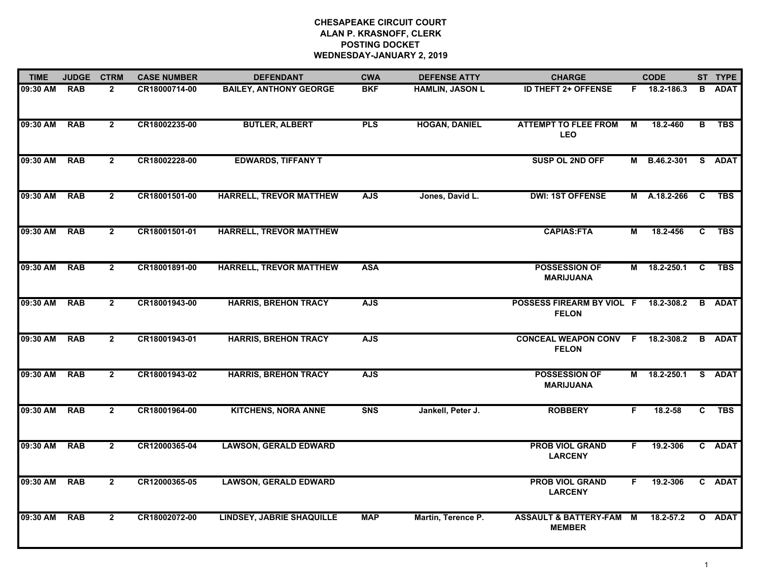**CHESAPEAKE CIRCUIT COURT**
**ALAN P. KRASNOFF, CLERK**
**POSTING DOCKET**
**WEDNESDAY-JANUARY 2, 2019**

| TIME | JUDGE | CTRM | CASE NUMBER | DEFENDANT | CWA | DEFENSE ATTY | CHARGE | | CODE | ST | TYPE |
|---|---|---|---|---|---|---|---|---|---|---|---|
| 09:30 AM | RAB | 2 | CR18000714-00 | BAILEY, ANTHONY GEORGE | BKF | HAMLIN, JASON L | ID THEFT 2+ OFFENSE | F | 18.2-186.3 | B | ADAT |
| 09:30 AM | RAB | 2 | CR18002235-00 | BUTLER, ALBERT | PLS | HOGAN, DANIEL | ATTEMPT TO FLEE FROM LEO | M | 18.2-460 | B | TBS |
| 09:30 AM | RAB | 2 | CR18002228-00 | EDWARDS, TIFFANY T | | | SUSP OL 2ND OFF | M | B.46.2-301 | S | ADAT |
| 09:30 AM | RAB | 2 | CR18001501-00 | HARRELL, TREVOR MATTHEW | AJS | Jones, David L. | DWI: 1ST OFFENSE | M | A.18.2-266 | C | TBS |
| 09:30 AM | RAB | 2 | CR18001501-01 | HARRELL, TREVOR MATTHEW | | | CAPIAS:FTA | M | 18.2-456 | C | TBS |
| 09:30 AM | RAB | 2 | CR18001891-00 | HARRELL, TREVOR MATTHEW | ASA | | POSSESSION OF MARIJUANA | M | 18.2-250.1 | C | TBS |
| 09:30 AM | RAB | 2 | CR18001943-00 | HARRIS, BREHON TRACY | AJS | | POSSESS FIREARM BY VIOL FELON | F | 18.2-308.2 | B | ADAT |
| 09:30 AM | RAB | 2 | CR18001943-01 | HARRIS, BREHON TRACY | AJS | | CONCEAL WEAPON CONV FELON | F | 18.2-308.2 | B | ADAT |
| 09:30 AM | RAB | 2 | CR18001943-02 | HARRIS, BREHON TRACY | AJS | | POSSESSION OF MARIJUANA | M | 18.2-250.1 | S | ADAT |
| 09:30 AM | RAB | 2 | CR18001964-00 | KITCHENS, NORA ANNE | SNS | Jankell, Peter J. | ROBBERY | F | 18.2-58 | C | TBS |
| 09:30 AM | RAB | 2 | CR12000365-04 | LAWSON, GERALD EDWARD | | | PROB VIOL GRAND LARCENY | F | 19.2-306 | C | ADAT |
| 09:30 AM | RAB | 2 | CR12000365-05 | LAWSON, GERALD EDWARD | | | PROB VIOL GRAND LARCENY | F | 19.2-306 | C | ADAT |
| 09:30 AM | RAB | 2 | CR18002072-00 | LINDSEY, JABRIE SHAQUILLE | MAP | Martin, Terence P. | ASSAULT & BATTERY-FAM MEMBER | M | 18.2-57.2 | O | ADAT |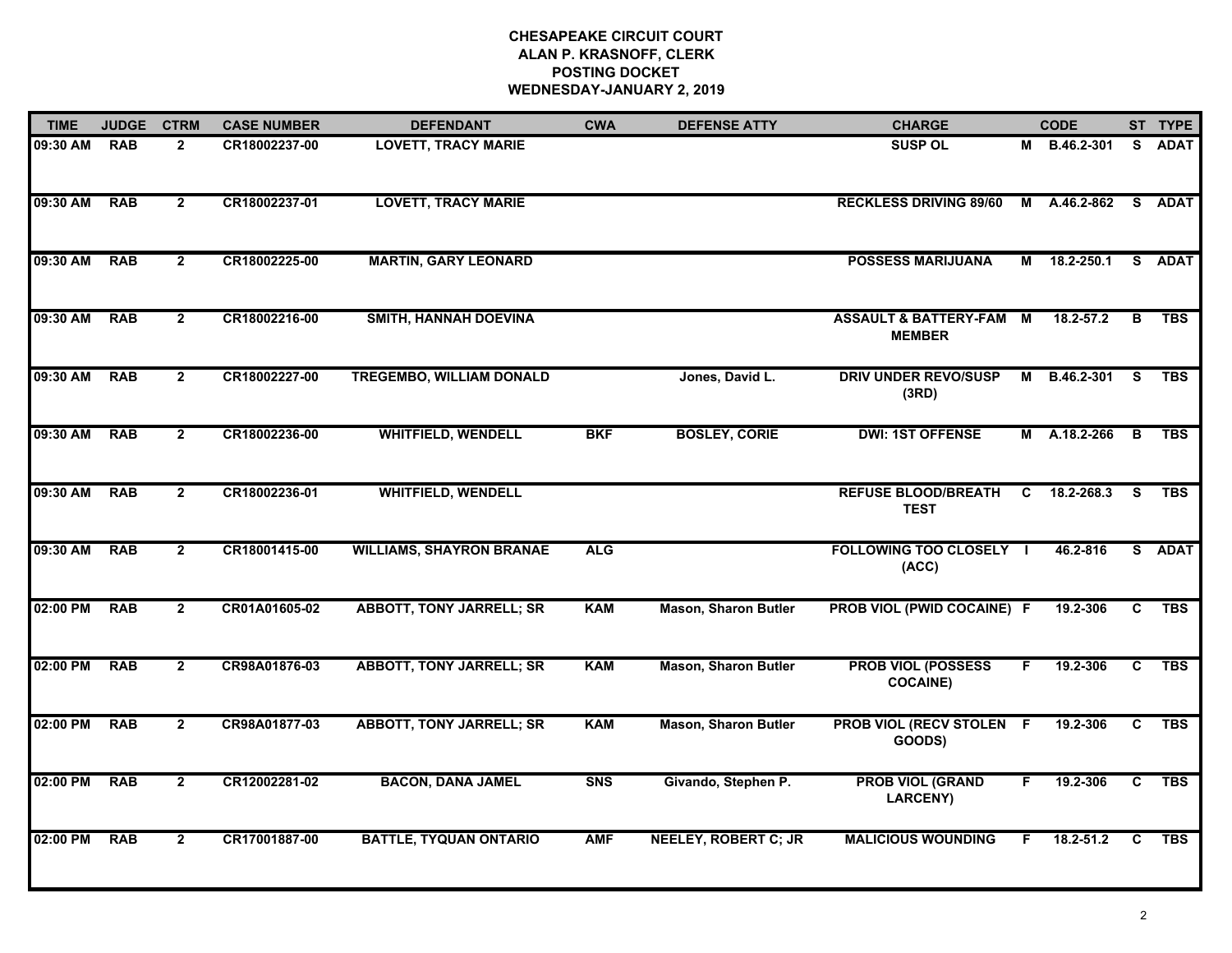**CHESAPEAKE CIRCUIT COURT**
**ALAN P. KRASNOFF, CLERK**
**POSTING DOCKET**
**WEDNESDAY-JANUARY 2, 2019**

| TIME | JUDGE | CTRM | CASE NUMBER | DEFENDANT | CWA | DEFENSE ATTY | CHARGE | | CODE | ST | TYPE |
|---|---|---|---|---|---|---|---|---|---|---|---|
| 09:30 AM | RAB | 2 | CR18002237-00 | LOVETT, TRACY MARIE | | | SUSP OL | M | B.46.2-301 | S | ADAT |
| 09:30 AM | RAB | 2 | CR18002237-01 | LOVETT, TRACY MARIE | | | RECKLESS DRIVING 89/60 | M | A.46.2-862 | S | ADAT |
| 09:30 AM | RAB | 2 | CR18002225-00 | MARTIN, GARY LEONARD | | | POSSESS MARIJUANA | M | 18.2-250.1 | S | ADAT |
| 09:30 AM | RAB | 2 | CR18002216-00 | SMITH, HANNAH DOEVINA | | | ASSAULT & BATTERY-FAM MEMBER | M | 18.2-57.2 | B | TBS |
| 09:30 AM | RAB | 2 | CR18002227-00 | TREGEMBO, WILLIAM DONALD | | Jones, David L. | DRIV UNDER REVO/SUSP (3RD) | M | B.46.2-301 | S | TBS |
| 09:30 AM | RAB | 2 | CR18002236-00 | WHITFIELD, WENDELL | BKF | BOSLEY, CORIE | DWI: 1ST OFFENSE | M | A.18.2-266 | B | TBS |
| 09:30 AM | RAB | 2 | CR18002236-01 | WHITFIELD, WENDELL | | | REFUSE BLOOD/BREATH TEST | C | 18.2-268.3 | S | TBS |
| 09:30 AM | RAB | 2 | CR18001415-00 | WILLIAMS, SHAYRON BRANAE | ALG | | FOLLOWING TOO CLOSELY (ACC) | I | 46.2-816 | S | ADAT |
| 02:00 PM | RAB | 2 | CR01A01605-02 | ABBOTT, TONY JARRELL; SR | KAM | Mason, Sharon Butler | PROB VIOL (PWID COCAINE) | F | 19.2-306 | C | TBS |
| 02:00 PM | RAB | 2 | CR98A01876-03 | ABBOTT, TONY JARRELL; SR | KAM | Mason, Sharon Butler | PROB VIOL (POSSESS COCAINE) | F | 19.2-306 | C | TBS |
| 02:00 PM | RAB | 2 | CR98A01877-03 | ABBOTT, TONY JARRELL; SR | KAM | Mason, Sharon Butler | PROB VIOL (RECV STOLEN GOODS) | F | 19.2-306 | C | TBS |
| 02:00 PM | RAB | 2 | CR12002281-02 | BACON, DANA JAMEL | SNS | Givando, Stephen P. | PROB VIOL (GRAND LARCENY) | F | 19.2-306 | C | TBS |
| 02:00 PM | RAB | 2 | CR17001887-00 | BATTLE, TYQUAN ONTARIO | AMF | NEELEY, ROBERT C; JR | MALICIOUS WOUNDING | F | 18.2-51.2 | C | TBS |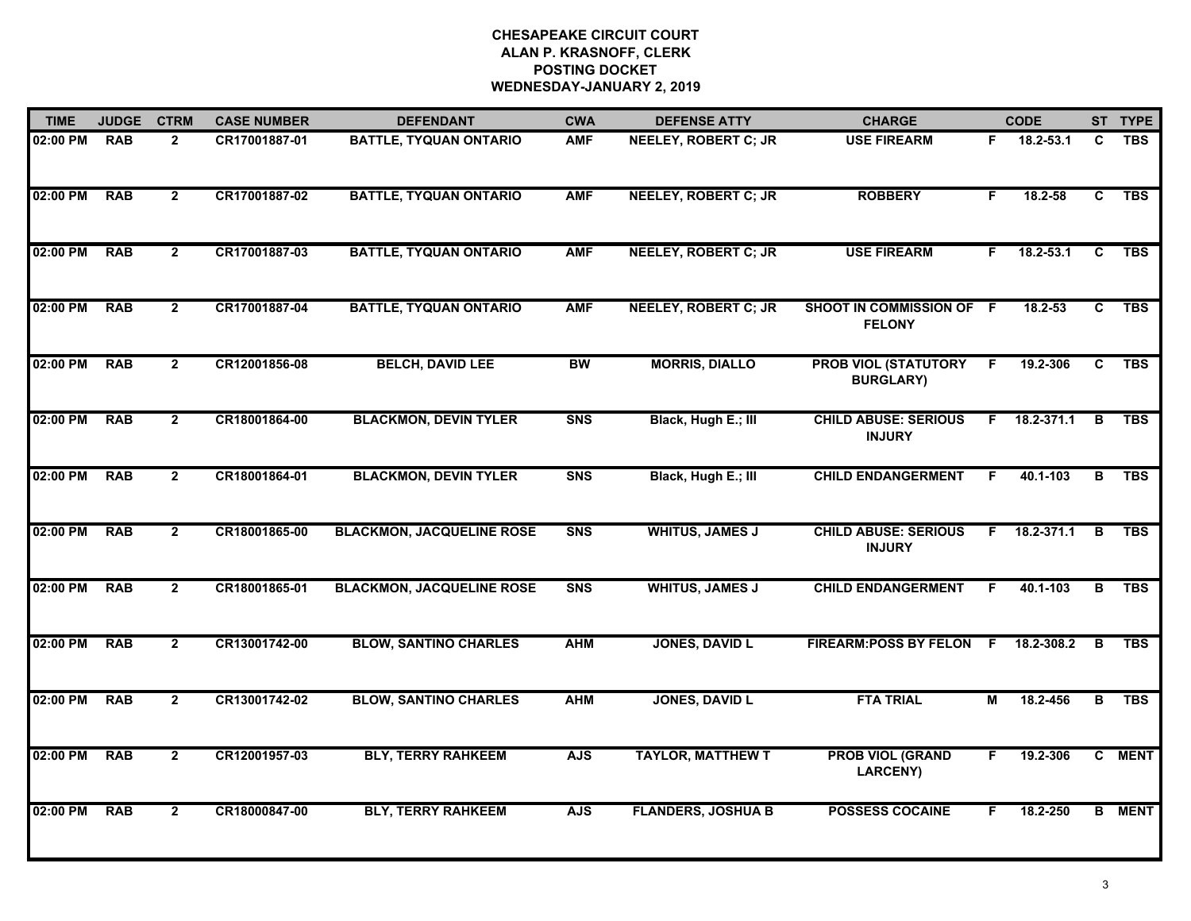# CHESAPEAKE CIRCUIT COURT
## ALAN P. KRASNOFF, CLERK
## POSTING DOCKET
## WEDNESDAY-JANUARY 2, 2019

| TIME | JUDGE | CTRM | CASE NUMBER | DEFENDANT | CWA | DEFENSE ATTY | CHARGE | | CODE | ST | TYPE |
|---|---|---|---|---|---|---|---|---|---|---|---|
| 02:00 PM | RAB | 2 | CR17001887-01 | BATTLE, TYQUAN ONTARIO | AMF | NEELEY, ROBERT C; JR | USE FIREARM | F | 18.2-53.1 | C | TBS |
| 02:00 PM | RAB | 2 | CR17001887-02 | BATTLE, TYQUAN ONTARIO | AMF | NEELEY, ROBERT C; JR | ROBBERY | F | 18.2-58 | C | TBS |
| 02:00 PM | RAB | 2 | CR17001887-03 | BATTLE, TYQUAN ONTARIO | AMF | NEELEY, ROBERT C; JR | USE FIREARM | F | 18.2-53.1 | C | TBS |
| 02:00 PM | RAB | 2 | CR17001887-04 | BATTLE, TYQUAN ONTARIO | AMF | NEELEY, ROBERT C; JR | SHOOT IN COMMISSION OF FELONY | F | 18.2-53 | C | TBS |
| 02:00 PM | RAB | 2 | CR12001856-08 | BELCH, DAVID LEE | BW | MORRIS, DIALLO | PROB VIOL (STATUTORY BURGLARY) | F | 19.2-306 | C | TBS |
| 02:00 PM | RAB | 2 | CR18001864-00 | BLACKMON, DEVIN TYLER | SNS | Black, Hugh E.; III | CHILD ABUSE: SERIOUS INJURY | F | 18.2-371.1 | B | TBS |
| 02:00 PM | RAB | 2 | CR18001864-01 | BLACKMON, DEVIN TYLER | SNS | Black, Hugh E.; III | CHILD ENDANGERMENT | F | 40.1-103 | B | TBS |
| 02:00 PM | RAB | 2 | CR18001865-00 | BLACKMON, JACQUELINE ROSE | SNS | WHITUS, JAMES J | CHILD ABUSE: SERIOUS INJURY | F | 18.2-371.1 | B | TBS |
| 02:00 PM | RAB | 2 | CR18001865-01 | BLACKMON, JACQUELINE ROSE | SNS | WHITUS, JAMES J | CHILD ENDANGERMENT | F | 40.1-103 | B | TBS |
| 02:00 PM | RAB | 2 | CR13001742-00 | BLOW, SANTINO CHARLES | AHM | JONES, DAVID L | FIREARM:POSS BY FELON | F | 18.2-308.2 | B | TBS |
| 02:00 PM | RAB | 2 | CR13001742-02 | BLOW, SANTINO CHARLES | AHM | JONES, DAVID L | FTA TRIAL | M | 18.2-456 | B | TBS |
| 02:00 PM | RAB | 2 | CR12001957-03 | BLY, TERRY RAHKEEM | AJS | TAYLOR, MATTHEW T | PROB VIOL (GRAND LARCENY) | F | 19.2-306 | C | MENT |
| 02:00 PM | RAB | 2 | CR18000847-00 | BLY, TERRY RAHKEEM | AJS | FLANDERS, JOSHUA B | POSSESS COCAINE | F | 18.2-250 | B | MENT |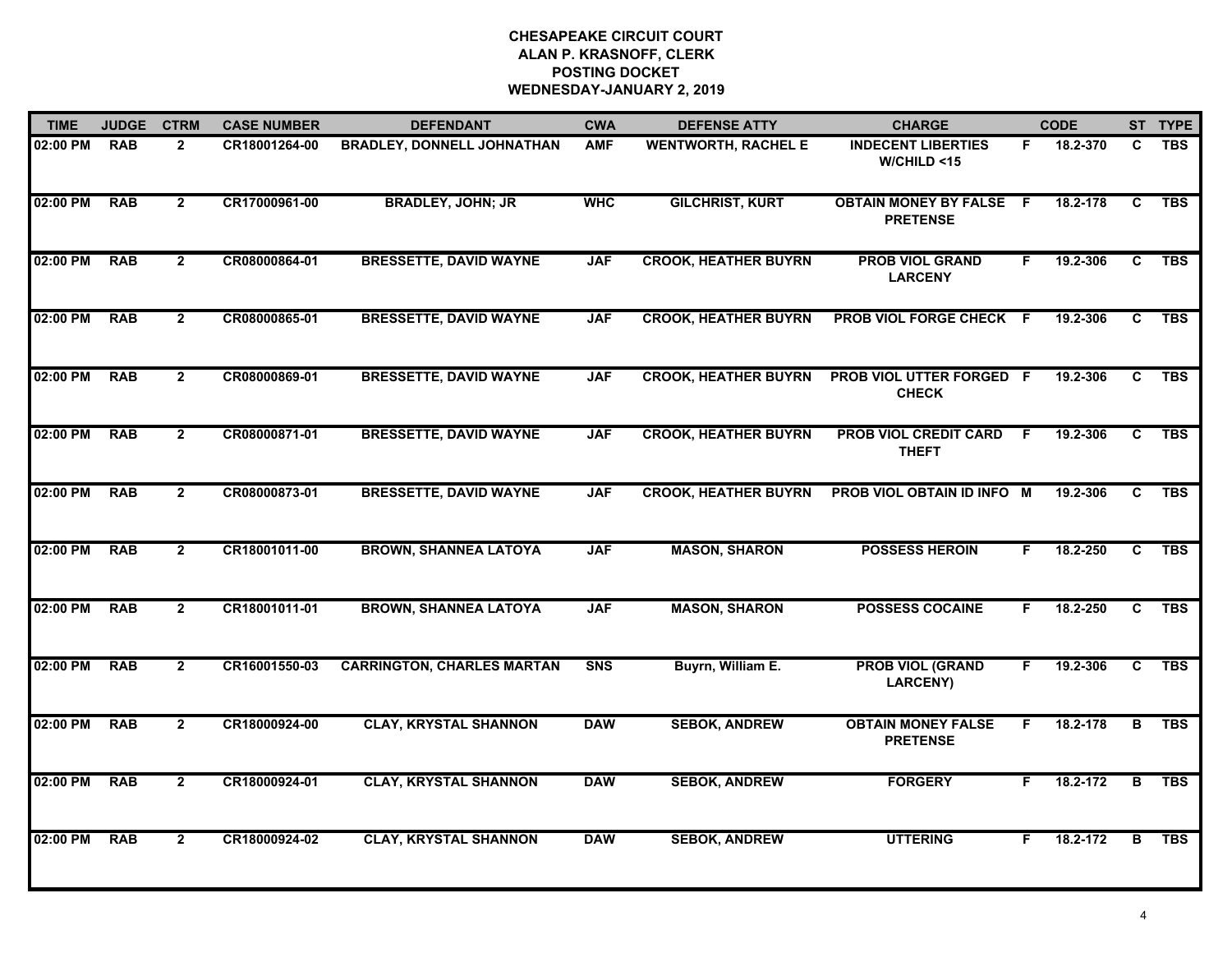**CHESAPEAKE CIRCUIT COURT**
**ALAN P. KRASNOFF, CLERK**
**POSTING DOCKET**
**WEDNESDAY-JANUARY 2, 2019**

| TIME | JUDGE | CTRM | CASE NUMBER | DEFENDANT | CWA | DEFENSE ATTY | CHARGE | | CODE | ST | TYPE |
|---|---|---|---|---|---|---|---|---|---|---|---|
| 02:00 PM | RAB | 2 | CR18001264-00 | BRADLEY, DONNELL JOHNATHAN | AMF | WENTWORTH, RACHEL E | INDECENT LIBERTIES W/CHILD <15 | F | 18.2-370 | C | TBS |
| 02:00 PM | RAB | 2 | CR17000961-00 | BRADLEY, JOHN; JR | WHC | GILCHRIST, KURT | OBTAIN MONEY BY FALSE PRETENSE | F | 18.2-178 | C | TBS |
| 02:00 PM | RAB | 2 | CR08000864-01 | BRESSETTE, DAVID WAYNE | JAF | CROOK, HEATHER BUYRN | PROB VIOL GRAND LARCENY | F | 19.2-306 | C | TBS |
| 02:00 PM | RAB | 2 | CR08000865-01 | BRESSETTE, DAVID WAYNE | JAF | CROOK, HEATHER BUYRN | PROB VIOL FORGE CHECK | F | 19.2-306 | C | TBS |
| 02:00 PM | RAB | 2 | CR08000869-01 | BRESSETTE, DAVID WAYNE | JAF | CROOK, HEATHER BUYRN | PROB VIOL UTTER FORGED CHECK | F | 19.2-306 | C | TBS |
| 02:00 PM | RAB | 2 | CR08000871-01 | BRESSETTE, DAVID WAYNE | JAF | CROOK, HEATHER BUYRN | PROB VIOL CREDIT CARD THEFT | F | 19.2-306 | C | TBS |
| 02:00 PM | RAB | 2 | CR08000873-01 | BRESSETTE, DAVID WAYNE | JAF | CROOK, HEATHER BUYRN | PROB VIOL OBTAIN ID INFO | M | 19.2-306 | C | TBS |
| 02:00 PM | RAB | 2 | CR18001011-00 | BROWN, SHANNEA LATOYA | JAF | MASON, SHARON | POSSESS HEROIN | F | 18.2-250 | C | TBS |
| 02:00 PM | RAB | 2 | CR18001011-01 | BROWN, SHANNEA LATOYA | JAF | MASON, SHARON | POSSESS COCAINE | F | 18.2-250 | C | TBS |
| 02:00 PM | RAB | 2 | CR16001550-03 | CARRINGTON, CHARLES MARTAN | SNS | Buyrn, William E. | PROB VIOL (GRAND LARCENY) | F | 19.2-306 | C | TBS |
| 02:00 PM | RAB | 2 | CR18000924-00 | CLAY, KRYSTAL SHANNON | DAW | SEBOK, ANDREW | OBTAIN MONEY FALSE PRETENSE | F | 18.2-178 | B | TBS |
| 02:00 PM | RAB | 2 | CR18000924-01 | CLAY, KRYSTAL SHANNON | DAW | SEBOK, ANDREW | FORGERY | F | 18.2-172 | B | TBS |
| 02:00 PM | RAB | 2 | CR18000924-02 | CLAY, KRYSTAL SHANNON | DAW | SEBOK, ANDREW | UTTERING | F | 18.2-172 | B | TBS |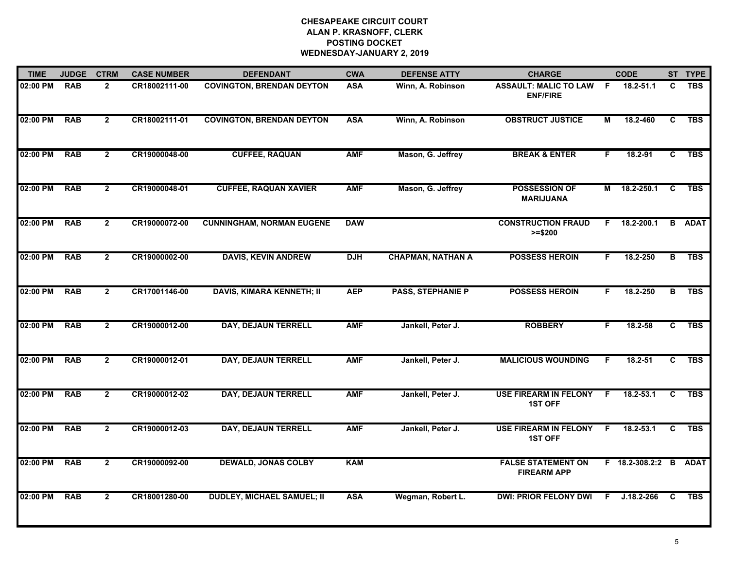# CHESAPEAKE CIRCUIT COURT
## ALAN P. KRASNOFF, CLERK
## POSTING DOCKET
## WEDNESDAY-JANUARY 2, 2019

| TIME | JUDGE | CTRM | CASE NUMBER | DEFENDANT | CWA | DEFENSE ATTY | CHARGE | | CODE | ST | TYPE |
|---|---|---|---|---|---|---|---|---|---|---|---|
| 02:00 PM | RAB | 2 | CR18002111-00 | COVINGTON, BRENDAN DEYTON | ASA | Winn, A. Robinson | ASSAULT: MALIC TO LAW ENF/FIRE | F | 18.2-51.1 | C | TBS |
| 02:00 PM | RAB | 2 | CR18002111-01 | COVINGTON, BRENDAN DEYTON | ASA | Winn, A. Robinson | OBSTRUCT JUSTICE | M | 18.2-460 | C | TBS |
| 02:00 PM | RAB | 2 | CR19000048-00 | CUFFEE, RAQUAN | AMF | Mason, G. Jeffrey | BREAK & ENTER | F | 18.2-91 | C | TBS |
| 02:00 PM | RAB | 2 | CR19000048-01 | CUFFEE, RAQUAN XAVIER | AMF | Mason, G. Jeffrey | POSSESSION OF MARIJUANA | M | 18.2-250.1 | C | TBS |
| 02:00 PM | RAB | 2 | CR19000072-00 | CUNNINGHAM, NORMAN EUGENE | DAW | | CONSTRUCTION FRAUD >=$200 | F | 18.2-200.1 | B | ADAT |
| 02:00 PM | RAB | 2 | CR19000002-00 | DAVIS, KEVIN ANDREW | DJH | CHAPMAN, NATHAN A | POSSESS HEROIN | F | 18.2-250 | B | TBS |
| 02:00 PM | RAB | 2 | CR17001146-00 | DAVIS, KIMARA KENNETH; II | AEP | PASS, STEPHANIE P | POSSESS HEROIN | F | 18.2-250 | B | TBS |
| 02:00 PM | RAB | 2 | CR19000012-00 | DAY, DEJAUN TERRELL | AMF | Jankell, Peter J. | ROBBERY | F | 18.2-58 | C | TBS |
| 02:00 PM | RAB | 2 | CR19000012-01 | DAY, DEJAUN TERRELL | AMF | Jankell, Peter J. | MALICIOUS WOUNDING | F | 18.2-51 | C | TBS |
| 02:00 PM | RAB | 2 | CR19000012-02 | DAY, DEJAUN TERRELL | AMF | Jankell, Peter J. | USE FIREARM IN FELONY 1ST OFF | F | 18.2-53.1 | C | TBS |
| 02:00 PM | RAB | 2 | CR19000012-03 | DAY, DEJAUN TERRELL | AMF | Jankell, Peter J. | USE FIREARM IN FELONY 1ST OFF | F | 18.2-53.1 | C | TBS |
| 02:00 PM | RAB | 2 | CR19000092-00 | DEWALD, JONAS COLBY | KAM | | FALSE STATEMENT ON FIREARM APP | F | 18.2-308.2:2 | B | ADAT |
| 02:00 PM | RAB | 2 | CR18001280-00 | DUDLEY, MICHAEL SAMUEL; II | ASA | Wegman, Robert L. | DWI: PRIOR FELONY DWI | F | J.18.2-266 | C | TBS |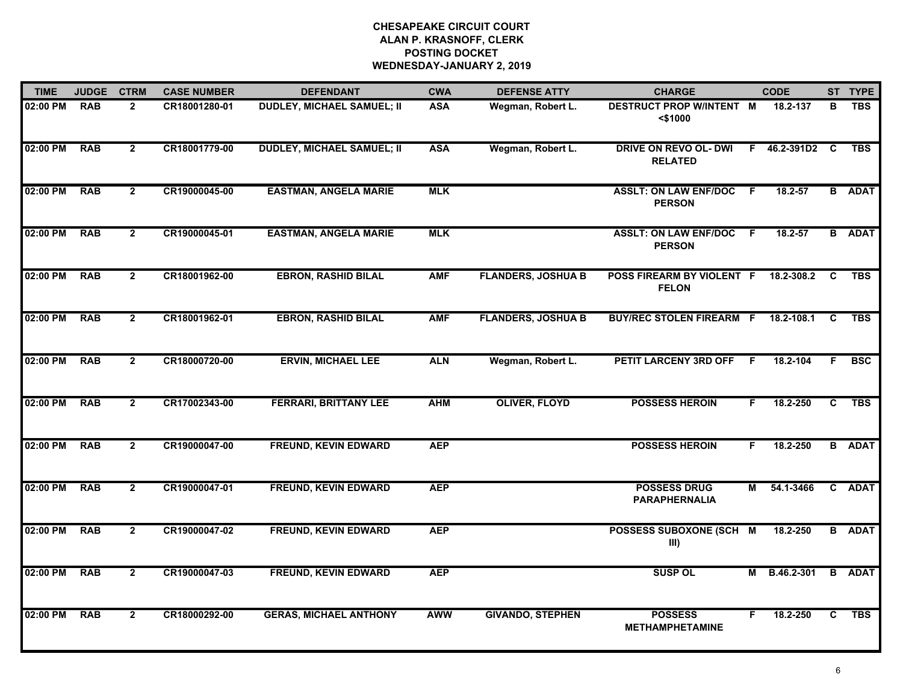# CHESAPEAKE CIRCUIT COURT
## ALAN P. KRASNOFF, CLERK
## POSTING DOCKET
## WEDNESDAY-JANUARY 2, 2019

| TIME | JUDGE | CTRM | CASE NUMBER | DEFENDANT | CWA | DEFENSE ATTY | CHARGE | | CODE | ST | TYPE |
|---|---|---|---|---|---|---|---|---|---|---|---|
| 02:00 PM | RAB | 2 | CR18001280-01 | DUDLEY, MICHAEL SAMUEL; II | ASA | Wegman, Robert L. | DESTRUCT PROP W/INTENT <$1000 | M | 18.2-137 | B | TBS |
| 02:00 PM | RAB | 2 | CR18001779-00 | DUDLEY, MICHAEL SAMUEL; II | ASA | Wegman, Robert L. | DRIVE ON REVO OL- DWI RELATED | F | 46.2-391D2 | C | TBS |
| 02:00 PM | RAB | 2 | CR19000045-00 | EASTMAN, ANGELA MARIE | MLK | | ASSLT: ON LAW ENF/DOC PERSON | F | 18.2-57 | B | ADAT |
| 02:00 PM | RAB | 2 | CR19000045-01 | EASTMAN, ANGELA MARIE | MLK | | ASSLT: ON LAW ENF/DOC PERSON | F | 18.2-57 | B | ADAT |
| 02:00 PM | RAB | 2 | CR18001962-00 | EBRON, RASHID BILAL | AMF | FLANDERS, JOSHUA B | POSS FIREARM BY VIOLENT FELON | F | 18.2-308.2 | C | TBS |
| 02:00 PM | RAB | 2 | CR18001962-01 | EBRON, RASHID BILAL | AMF | FLANDERS, JOSHUA B | BUY/REC STOLEN FIREARM | F | 18.2-108.1 | C | TBS |
| 02:00 PM | RAB | 2 | CR18000720-00 | ERVIN, MICHAEL LEE | ALN | Wegman, Robert L. | PETIT LARCENY 3RD OFF | F | 18.2-104 | F | BSC |
| 02:00 PM | RAB | 2 | CR17002343-00 | FERRARI, BRITTANY LEE | AHM | OLIVER, FLOYD | POSSESS HEROIN | F | 18.2-250 | C | TBS |
| 02:00 PM | RAB | 2 | CR19000047-00 | FREUND, KEVIN EDWARD | AEP | | POSSESS HEROIN | F | 18.2-250 | B | ADAT |
| 02:00 PM | RAB | 2 | CR19000047-01 | FREUND, KEVIN EDWARD | AEP | | POSSESS DRUG PARAPHERNALIA | M | 54.1-3466 | C | ADAT |
| 02:00 PM | RAB | 2 | CR19000047-02 | FREUND, KEVIN EDWARD | AEP | | POSSESS SUBOXONE (SCH III) | M | 18.2-250 | B | ADAT |
| 02:00 PM | RAB | 2 | CR19000047-03 | FREUND, KEVIN EDWARD | AEP | | SUSP OL | M | B.46.2-301 | B | ADAT |
| 02:00 PM | RAB | 2 | CR18000292-00 | GERAS, MICHAEL ANTHONY | AWW | GIVANDO, STEPHEN | POSSESS METHAMPHETAMINE | F | 18.2-250 | C | TBS |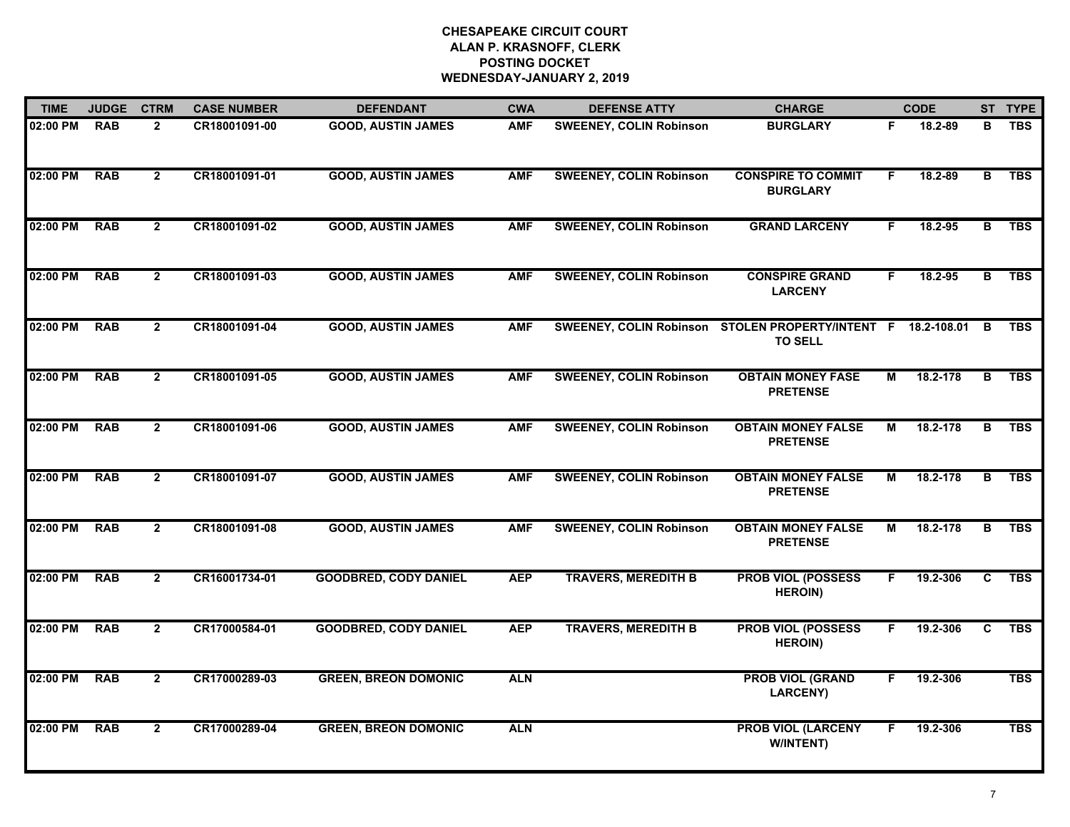# CHESAPEAKE CIRCUIT COURT
## ALAN P. KRASNOFF, CLERK
## POSTING DOCKET
## WEDNESDAY-JANUARY 2, 2019

| TIME | JUDGE | CTRM | CASE NUMBER | DEFENDANT | CWA | DEFENSE ATTY | CHARGE | | CODE | ST | TYPE |
|---|---|---|---|---|---|---|---|---|---|---|---|
| 02:00 PM | RAB | 2 | CR18001091-00 | GOOD, AUSTIN JAMES | AMF | SWEENEY, COLIN Robinson | BURGLARY | F | 18.2-89 | B | TBS |
| 02:00 PM | RAB | 2 | CR18001091-01 | GOOD, AUSTIN JAMES | AMF | SWEENEY, COLIN Robinson | CONSPIRE TO COMMIT BURGLARY | F | 18.2-89 | B | TBS |
| 02:00 PM | RAB | 2 | CR18001091-02 | GOOD, AUSTIN JAMES | AMF | SWEENEY, COLIN Robinson | GRAND LARCENY | F | 18.2-95 | B | TBS |
| 02:00 PM | RAB | 2 | CR18001091-03 | GOOD, AUSTIN JAMES | AMF | SWEENEY, COLIN Robinson | CONSPIRE GRAND LARCENY | F | 18.2-95 | B | TBS |
| 02:00 PM | RAB | 2 | CR18001091-04 | GOOD, AUSTIN JAMES | AMF | SWEENEY, COLIN Robinson | STOLEN PROPERTY/INTENT TO SELL | F | 18.2-108.01 | B | TBS |
| 02:00 PM | RAB | 2 | CR18001091-05 | GOOD, AUSTIN JAMES | AMF | SWEENEY, COLIN Robinson | OBTAIN MONEY FASE PRETENSE | M | 18.2-178 | B | TBS |
| 02:00 PM | RAB | 2 | CR18001091-06 | GOOD, AUSTIN JAMES | AMF | SWEENEY, COLIN Robinson | OBTAIN MONEY FALSE PRETENSE | M | 18.2-178 | B | TBS |
| 02:00 PM | RAB | 2 | CR18001091-07 | GOOD, AUSTIN JAMES | AMF | SWEENEY, COLIN Robinson | OBTAIN MONEY FALSE PRETENSE | M | 18.2-178 | B | TBS |
| 02:00 PM | RAB | 2 | CR18001091-08 | GOOD, AUSTIN JAMES | AMF | SWEENEY, COLIN Robinson | OBTAIN MONEY FALSE PRETENSE | M | 18.2-178 | B | TBS |
| 02:00 PM | RAB | 2 | CR16001734-01 | GOODBRED, CODY DANIEL | AEP | TRAVERS, MEREDITH B | PROB VIOL (POSSESS HEROIN) | F | 19.2-306 | C | TBS |
| 02:00 PM | RAB | 2 | CR17000584-01 | GOODBRED, CODY DANIEL | AEP | TRAVERS, MEREDITH B | PROB VIOL (POSSESS HEROIN) | F | 19.2-306 | C | TBS |
| 02:00 PM | RAB | 2 | CR17000289-03 | GREEN, BREON DOMONIC | ALN | | PROB VIOL (GRAND LARCENY) | F | 19.2-306 | | TBS |
| 02:00 PM | RAB | 2 | CR17000289-04 | GREEN, BREON DOMONIC | ALN | | PROB VIOL (LARCENY W/INTENT) | F | 19.2-306 | | TBS |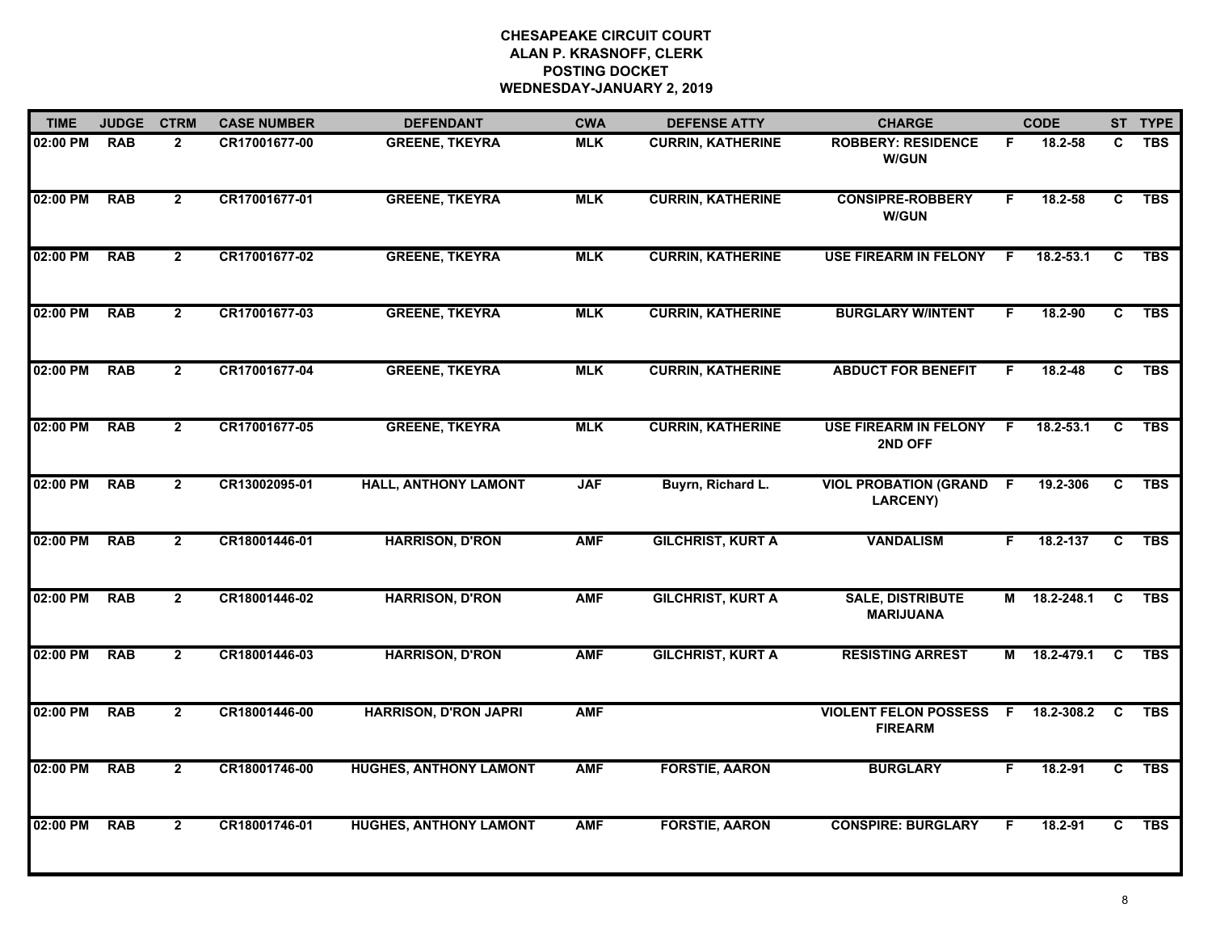**CHESAPEAKE CIRCUIT COURT**
**ALAN P. KRASNOFF, CLERK**
**POSTING DOCKET**
**WEDNESDAY-JANUARY 2, 2019**

| TIME | JUDGE | CTRM | CASE NUMBER | DEFENDANT | CWA | DEFENSE ATTY | CHARGE | | CODE | ST | TYPE |
|---|---|---|---|---|---|---|---|---|---|---|---|
| 02:00 PM | RAB | 2 | CR17001677-00 | GREENE, TKEYRA | MLK | CURRIN, KATHERINE | ROBBERY: RESIDENCE W/GUN | F | 18.2-58 | C | TBS |
| 02:00 PM | RAB | 2 | CR17001677-01 | GREENE, TKEYRA | MLK | CURRIN, KATHERINE | CONSIPRE-ROBBERY W/GUN | F | 18.2-58 | C | TBS |
| 02:00 PM | RAB | 2 | CR17001677-02 | GREENE, TKEYRA | MLK | CURRIN, KATHERINE | USE FIREARM IN FELONY | F | 18.2-53.1 | C | TBS |
| 02:00 PM | RAB | 2 | CR17001677-03 | GREENE, TKEYRA | MLK | CURRIN, KATHERINE | BURGLARY W/INTENT | F | 18.2-90 | C | TBS |
| 02:00 PM | RAB | 2 | CR17001677-04 | GREENE, TKEYRA | MLK | CURRIN, KATHERINE | ABDUCT FOR BENEFIT | F | 18.2-48 | C | TBS |
| 02:00 PM | RAB | 2 | CR17001677-05 | GREENE, TKEYRA | MLK | CURRIN, KATHERINE | USE FIREARM IN FELONY 2ND OFF | F | 18.2-53.1 | C | TBS |
| 02:00 PM | RAB | 2 | CR13002095-01 | HALL, ANTHONY LAMONT | JAF | Buyrn, Richard L. | VIOL PROBATION (GRAND LARCENY) | F | 19.2-306 | C | TBS |
| 02:00 PM | RAB | 2 | CR18001446-01 | HARRISON, D'RON | AMF | GILCHRIST, KURT A | VANDALISM | F | 18.2-137 | C | TBS |
| 02:00 PM | RAB | 2 | CR18001446-02 | HARRISON, D'RON | AMF | GILCHRIST, KURT A | SALE, DISTRIBUTE MARIJUANA | M | 18.2-248.1 | C | TBS |
| 02:00 PM | RAB | 2 | CR18001446-03 | HARRISON, D'RON | AMF | GILCHRIST, KURT A | RESISTING ARREST | M | 18.2-479.1 | C | TBS |
| 02:00 PM | RAB | 2 | CR18001446-00 | HARRISON, D'RON JAPRI | AMF | | VIOLENT FELON POSSESS FIREARM | F | 18.2-308.2 | C | TBS |
| 02:00 PM | RAB | 2 | CR18001746-00 | HUGHES, ANTHONY LAMONT | AMF | FORSTIE, AARON | BURGLARY | F | 18.2-91 | C | TBS |
| 02:00 PM | RAB | 2 | CR18001746-01 | HUGHES, ANTHONY LAMONT | AMF | FORSTIE, AARON | CONSPIRE: BURGLARY | F | 18.2-91 | C | TBS |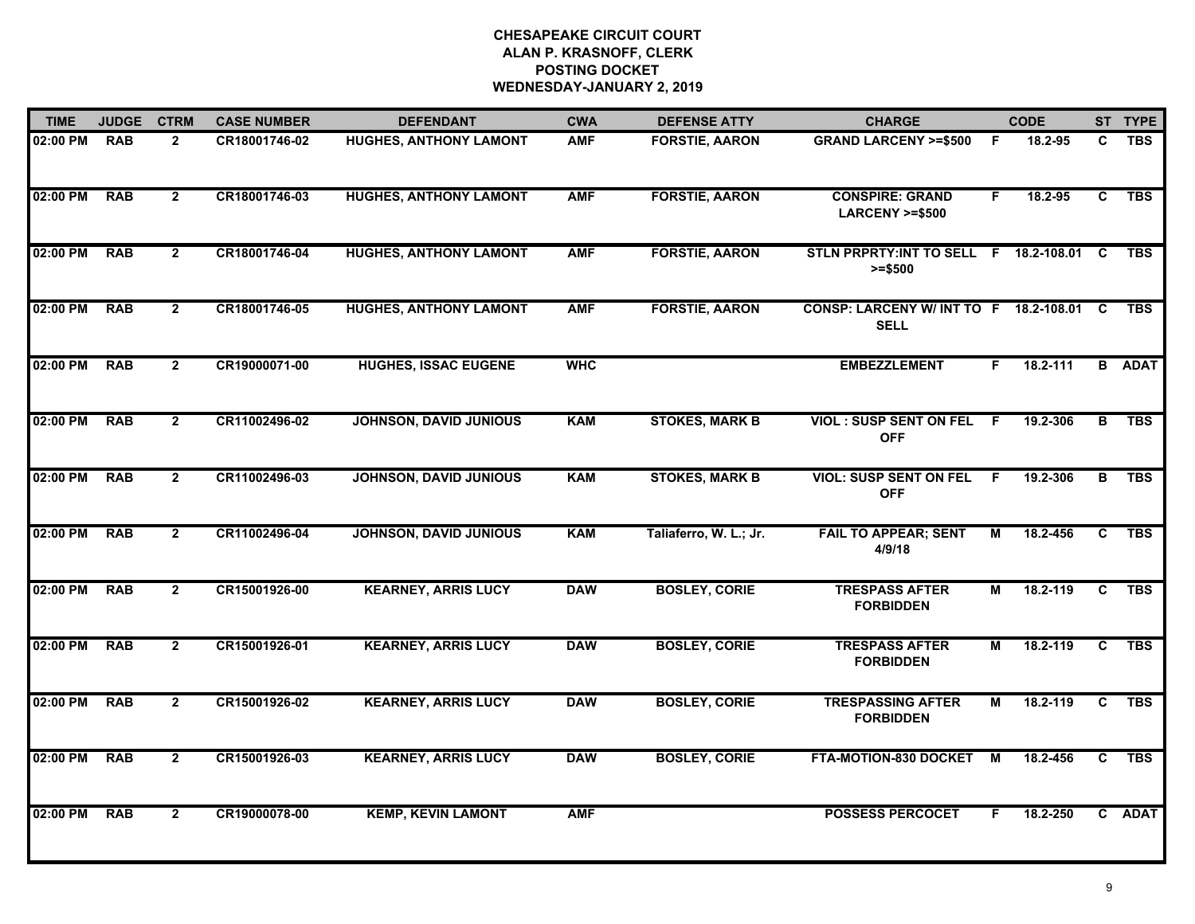# CHESAPEAKE CIRCUIT COURT
## ALAN P. KRASNOFF, CLERK
## POSTING DOCKET
## WEDNESDAY-JANUARY 2, 2019

| TIME | JUDGE | CTRM | CASE NUMBER | DEFENDANT | CWA | DEFENSE ATTY | CHARGE | | CODE | ST | TYPE |
|---|---|---|---|---|---|---|---|---|---|---|---|
| 02:00 PM | RAB | 2 | CR18001746-02 | HUGHES, ANTHONY LAMONT | AMF | FORSTIE, AARON | GRAND LARCENY >=$500 | F | 18.2-95 | C | TBS |
| 02:00 PM | RAB | 2 | CR18001746-03 | HUGHES, ANTHONY LAMONT | AMF | FORSTIE, AARON | CONSPIRE: GRAND LARCENY >=$500 | F | 18.2-95 | C | TBS |
| 02:00 PM | RAB | 2 | CR18001746-04 | HUGHES, ANTHONY LAMONT | AMF | FORSTIE, AARON | STLN PRPRTY:INT TO SELL >=$500 | F | 18.2-108.01 | C | TBS |
| 02:00 PM | RAB | 2 | CR18001746-05 | HUGHES, ANTHONY LAMONT | AMF | FORSTIE, AARON | CONSP: LARCENY W/ INT TO SELL | F | 18.2-108.01 | C | TBS |
| 02:00 PM | RAB | 2 | CR19000071-00 | HUGHES, ISSAC EUGENE | WHC | | EMBEZZLEMENT | F | 18.2-111 | B | ADAT |
| 02:00 PM | RAB | 2 | CR11002496-02 | JOHNSON, DAVID JUNIOUS | KAM | STOKES, MARK B | VIOL : SUSP SENT ON FEL OFF | F | 19.2-306 | B | TBS |
| 02:00 PM | RAB | 2 | CR11002496-03 | JOHNSON, DAVID JUNIOUS | KAM | STOKES, MARK B | VIOL: SUSP SENT ON FEL OFF | F | 19.2-306 | B | TBS |
| 02:00 PM | RAB | 2 | CR11002496-04 | JOHNSON, DAVID JUNIOUS | KAM | Taliaferro, W. L.; Jr. | FAIL TO APPEAR; SENT 4/9/18 | M | 18.2-456 | C | TBS |
| 02:00 PM | RAB | 2 | CR15001926-00 | KEARNEY, ARRIS LUCY | DAW | BOSLEY, CORIE | TRESPASS AFTER FORBIDDEN | M | 18.2-119 | C | TBS |
| 02:00 PM | RAB | 2 | CR15001926-01 | KEARNEY, ARRIS LUCY | DAW | BOSLEY, CORIE | TRESPASS AFTER FORBIDDEN | M | 18.2-119 | C | TBS |
| 02:00 PM | RAB | 2 | CR15001926-02 | KEARNEY, ARRIS LUCY | DAW | BOSLEY, CORIE | TRESPASSING AFTER FORBIDDEN | M | 18.2-119 | C | TBS |
| 02:00 PM | RAB | 2 | CR15001926-03 | KEARNEY, ARRIS LUCY | DAW | BOSLEY, CORIE | FTA-MOTION-830 DOCKET | M | 18.2-456 | C | TBS |
| 02:00 PM | RAB | 2 | CR19000078-00 | KEMP, KEVIN LAMONT | AMF | | POSSESS PERCOCET | F | 18.2-250 | C | ADAT |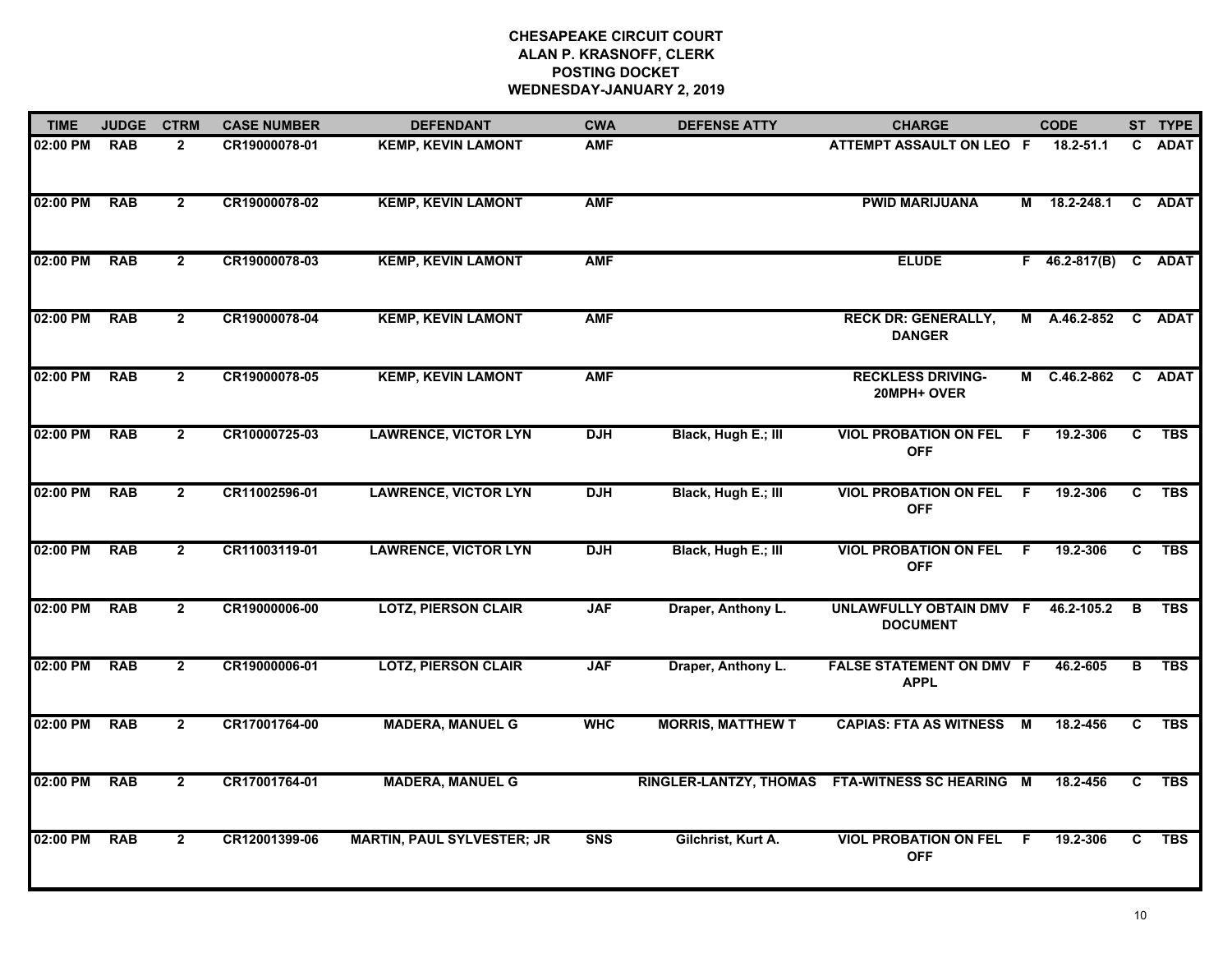**CHESAPEAKE CIRCUIT COURT**
**ALAN P. KRASNOFF, CLERK**
**POSTING DOCKET**
**WEDNESDAY-JANUARY 2, 2019**

| TIME | JUDGE | CTRM | CASE NUMBER | DEFENDANT | CWA | DEFENSE ATTY | CHARGE | | CODE | ST | TYPE |
|---|---|---|---|---|---|---|---|---|---|---|---|
| 02:00 PM | RAB | 2 | CR19000078-01 | KEMP, KEVIN LAMONT | AMF | | ATTEMPT ASSAULT ON LEO | F | 18.2-51.1 | C | ADAT |
| 02:00 PM | RAB | 2 | CR19000078-02 | KEMP, KEVIN LAMONT | AMF | | PWID MARIJUANA | M | 18.2-248.1 | C | ADAT |
| 02:00 PM | RAB | 2 | CR19000078-03 | KEMP, KEVIN LAMONT | AMF | | ELUDE | F | 46.2-817(B) | C | ADAT |
| 02:00 PM | RAB | 2 | CR19000078-04 | KEMP, KEVIN LAMONT | AMF | | RECK DR: GENERALLY, DANGER | M | A.46.2-852 | C | ADAT |
| 02:00 PM | RAB | 2 | CR19000078-05 | KEMP, KEVIN LAMONT | AMF | | RECKLESS DRIVING-20MPH+ OVER | M | C.46.2-862 | C | ADAT |
| 02:00 PM | RAB | 2 | CR10000725-03 | LAWRENCE, VICTOR LYN | DJH | Black, Hugh E.; III | VIOL PROBATION ON FEL OFF | F | 19.2-306 | C | TBS |
| 02:00 PM | RAB | 2 | CR11002596-01 | LAWRENCE, VICTOR LYN | DJH | Black, Hugh E.; III | VIOL PROBATION ON FEL OFF | F | 19.2-306 | C | TBS |
| 02:00 PM | RAB | 2 | CR11003119-01 | LAWRENCE, VICTOR LYN | DJH | Black, Hugh E.; III | VIOL PROBATION ON FEL OFF | F | 19.2-306 | C | TBS |
| 02:00 PM | RAB | 2 | CR19000006-00 | LOTZ, PIERSON CLAIR | JAF | Draper, Anthony L. | UNLAWFULLY OBTAIN DMV DOCUMENT | F | 46.2-105.2 | B | TBS |
| 02:00 PM | RAB | 2 | CR19000006-01 | LOTZ, PIERSON CLAIR | JAF | Draper, Anthony L. | FALSE STATEMENT ON DMV APPL | F | 46.2-605 | B | TBS |
| 02:00 PM | RAB | 2 | CR17001764-00 | MADERA, MANUEL G | WHC | MORRIS, MATTHEW T | CAPIAS: FTA AS WITNESS | M | 18.2-456 | C | TBS |
| 02:00 PM | RAB | 2 | CR17001764-01 | MADERA, MANUEL G | | RINGLER-LANTZY, THOMAS | FTA-WITNESS SC HEARING | M | 18.2-456 | C | TBS |
| 02:00 PM | RAB | 2 | CR12001399-06 | MARTIN, PAUL SYLVESTER; JR | SNS | Gilchrist, Kurt A. | VIOL PROBATION ON FEL OFF | F | 19.2-306 | C | TBS |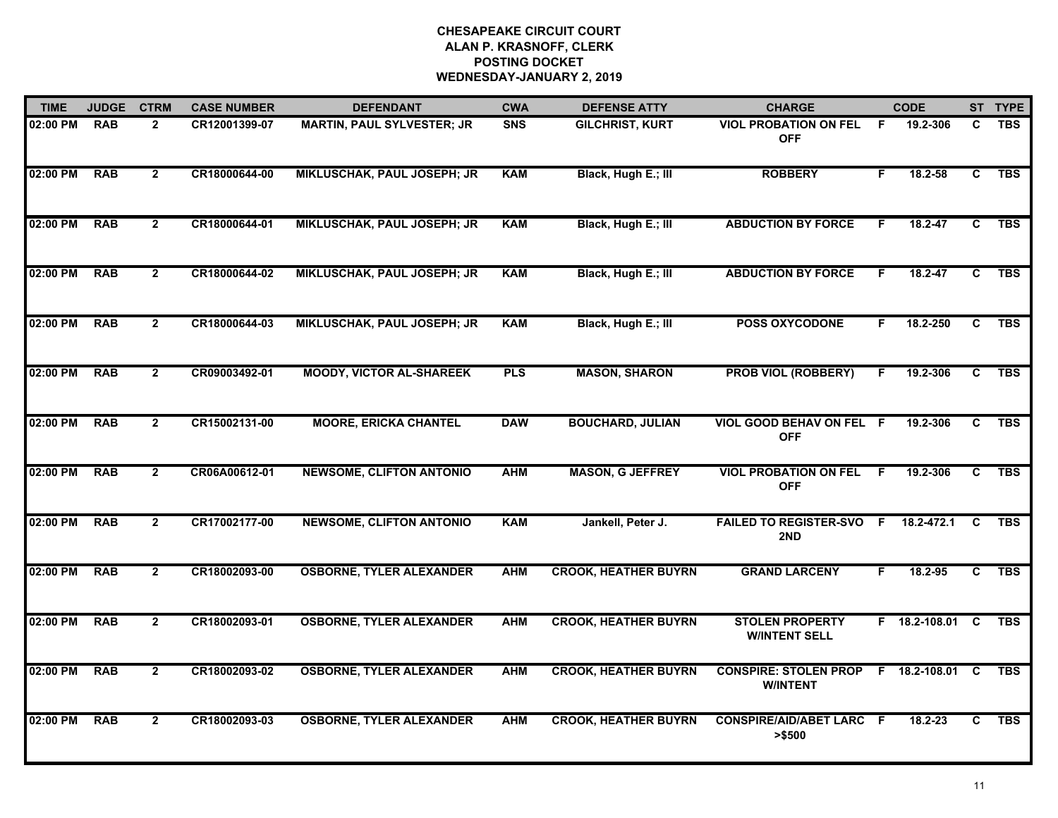**CHESAPEAKE CIRCUIT COURT**
**ALAN P. KRASNOFF, CLERK**
**POSTING DOCKET**
**WEDNESDAY-JANUARY 2, 2019**

| TIME | JUDGE | CTRM | CASE NUMBER | DEFENDANT | CWA | DEFENSE ATTY | CHARGE | | CODE | ST | TYPE |
|---|---|---|---|---|---|---|---|---|---|---|---|
| 02:00 PM | RAB | 2 | CR12001399-07 | MARTIN, PAUL SYLVESTER; JR | SNS | GILCHRIST, KURT | VIOL PROBATION ON FEL OFF | F | 19.2-306 | C | TBS |
| 02:00 PM | RAB | 2 | CR18000644-00 | MIKLUSCHAK, PAUL JOSEPH; JR | KAM | Black, Hugh E.; III | ROBBERY | F | 18.2-58 | C | TBS |
| 02:00 PM | RAB | 2 | CR18000644-01 | MIKLUSCHAK, PAUL JOSEPH; JR | KAM | Black, Hugh E.; III | ABDUCTION BY FORCE | F | 18.2-47 | C | TBS |
| 02:00 PM | RAB | 2 | CR18000644-02 | MIKLUSCHAK, PAUL JOSEPH; JR | KAM | Black, Hugh E.; III | ABDUCTION BY FORCE | F | 18.2-47 | C | TBS |
| 02:00 PM | RAB | 2 | CR18000644-03 | MIKLUSCHAK, PAUL JOSEPH; JR | KAM | Black, Hugh E.; III | POSS OXYCODONE | F | 18.2-250 | C | TBS |
| 02:00 PM | RAB | 2 | CR09003492-01 | MOODY, VICTOR AL-SHAREEK | PLS | MASON, SHARON | PROB VIOL (ROBBERY) | F | 19.2-306 | C | TBS |
| 02:00 PM | RAB | 2 | CR15002131-00 | MOORE, ERICKA CHANTEL | DAW | BOUCHARD, JULIAN | VIOL GOOD BEHAV ON FEL OFF | F | 19.2-306 | C | TBS |
| 02:00 PM | RAB | 2 | CR06A00612-01 | NEWSOME, CLIFTON ANTONIO | AHM | MASON, G JEFFREY | VIOL PROBATION ON FEL OFF | F | 19.2-306 | C | TBS |
| 02:00 PM | RAB | 2 | CR17002177-00 | NEWSOME, CLIFTON ANTONIO | KAM | Jankell, Peter J. | FAILED TO REGISTER-SVO 2ND | F | 18.2-472.1 | C | TBS |
| 02:00 PM | RAB | 2 | CR18002093-00 | OSBORNE, TYLER ALEXANDER | AHM | CROOK, HEATHER BUYRN | GRAND LARCENY | F | 18.2-95 | C | TBS |
| 02:00 PM | RAB | 2 | CR18002093-01 | OSBORNE, TYLER ALEXANDER | AHM | CROOK, HEATHER BUYRN | STOLEN PROPERTY W/INTENT SELL | F | 18.2-108.01 | C | TBS |
| 02:00 PM | RAB | 2 | CR18002093-02 | OSBORNE, TYLER ALEXANDER | AHM | CROOK, HEATHER BUYRN | CONSPIRE: STOLEN PROP W/INTENT | F | 18.2-108.01 | C | TBS |
| 02:00 PM | RAB | 2 | CR18002093-03 | OSBORNE, TYLER ALEXANDER | AHM | CROOK, HEATHER BUYRN | CONSPIRE/AID/ABET LARC >$500 | F | 18.2-23 | C | TBS |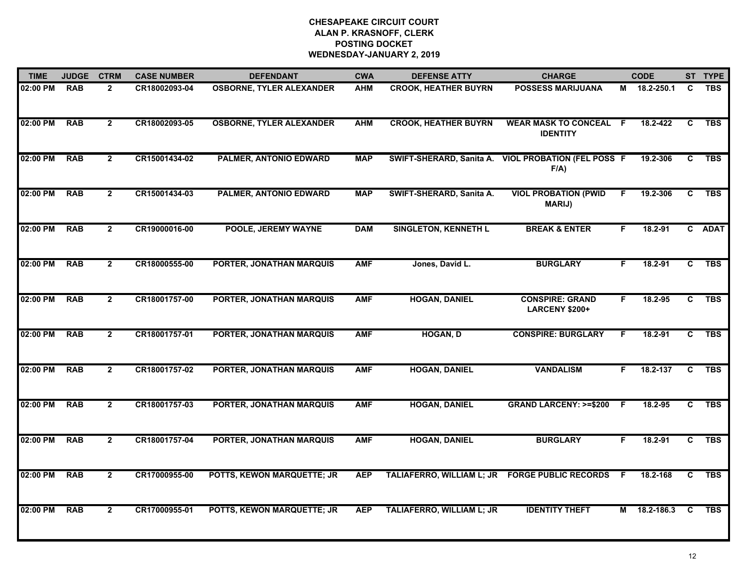# CHESAPEAKE CIRCUIT COURT
## ALAN P. KRASNOFF, CLERK
## POSTING DOCKET
## WEDNESDAY-JANUARY 2, 2019

| TIME | JUDGE | CTRM | CASE NUMBER | DEFENDANT | CWA | DEFENSE ATTY | CHARGE | | CODE | ST | TYPE |
|---|---|---|---|---|---|---|---|---|---|---|---|
| 02:00 PM | RAB | 2 | CR18002093-04 | OSBORNE, TYLER ALEXANDER | AHM | CROOK, HEATHER BUYRN | POSSESS MARIJUANA | M | 18.2-250.1 | C | TBS |
| 02:00 PM | RAB | 2 | CR18002093-05 | OSBORNE, TYLER ALEXANDER | AHM | CROOK, HEATHER BUYRN | WEAR MASK TO CONCEAL IDENTITY | F | 18.2-422 | C | TBS |
| 02:00 PM | RAB | 2 | CR15001434-02 | PALMER, ANTONIO EDWARD | MAP | SWIFT-SHERARD, Sanita A. | VIOL PROBATION (FEL POSS F/A) | F | 19.2-306 | C | TBS |
| 02:00 PM | RAB | 2 | CR15001434-03 | PALMER, ANTONIO EDWARD | MAP | SWIFT-SHERARD, Sanita A. | VIOL PROBATION (PWID MARIJ) | F | 19.2-306 | C | TBS |
| 02:00 PM | RAB | 2 | CR19000016-00 | POOLE, JEREMY WAYNE | DAM | SINGLETON, KENNETH L | BREAK & ENTER | F | 18.2-91 | C | ADAT |
| 02:00 PM | RAB | 2 | CR18000555-00 | PORTER, JONATHAN MARQUIS | AMF | Jones, David L. | BURGLARY | F | 18.2-91 | C | TBS |
| 02:00 PM | RAB | 2 | CR18001757-00 | PORTER, JONATHAN MARQUIS | AMF | HOGAN, DANIEL | CONSPIRE: GRAND LARCENY $200+ | F | 18.2-95 | C | TBS |
| 02:00 PM | RAB | 2 | CR18001757-01 | PORTER, JONATHAN MARQUIS | AMF | HOGAN, D | CONSPIRE: BURGLARY | F | 18.2-91 | C | TBS |
| 02:00 PM | RAB | 2 | CR18001757-02 | PORTER, JONATHAN MARQUIS | AMF | HOGAN, DANIEL | VANDALISM | F | 18.2-137 | C | TBS |
| 02:00 PM | RAB | 2 | CR18001757-03 | PORTER, JONATHAN MARQUIS | AMF | HOGAN, DANIEL | GRAND LARCENY: >=$200 | F | 18.2-95 | C | TBS |
| 02:00 PM | RAB | 2 | CR18001757-04 | PORTER, JONATHAN MARQUIS | AMF | HOGAN, DANIEL | BURGLARY | F | 18.2-91 | C | TBS |
| 02:00 PM | RAB | 2 | CR17000955-00 | POTTS, KEWON MARQUETTE; JR | AEP | TALIAFERRO, WILLIAM L; JR | FORGE PUBLIC RECORDS | F | 18.2-168 | C | TBS |
| 02:00 PM | RAB | 2 | CR17000955-01 | POTTS, KEWON MARQUETTE; JR | AEP | TALIAFERRO, WILLIAM L; JR | IDENTITY THEFT | M | 18.2-186.3 | C | TBS |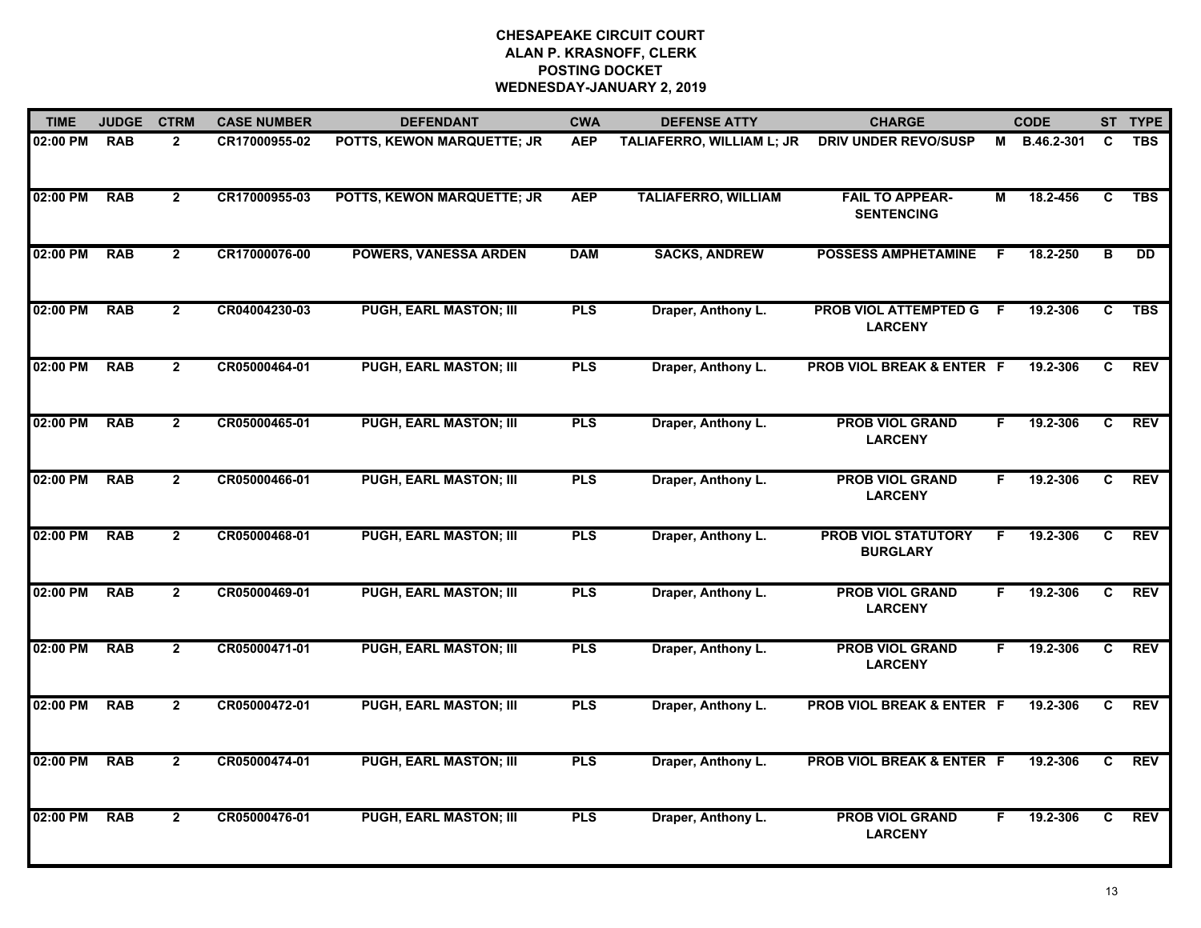# CHESAPEAKE CIRCUIT COURT
## ALAN P. KRASNOFF, CLERK
## POSTING DOCKET
## WEDNESDAY-JANUARY 2, 2019

| TIME | JUDGE | CTRM | CASE NUMBER | DEFENDANT | CWA | DEFENSE ATTY | CHARGE | | CODE | ST | TYPE |
|---|---|---|---|---|---|---|---|---|---|---|---|
| 02:00 PM | RAB | 2 | CR17000955-02 | POTTS, KEWON MARQUETTE; JR | AEP | TALIAFERRO, WILLIAM L; JR | DRIV UNDER REVO/SUSP | M | B.46.2-301 | C | TBS |
| 02:00 PM | RAB | 2 | CR17000955-03 | POTTS, KEWON MARQUETTE; JR | AEP | TALIAFERRO, WILLIAM | FAIL TO APPEAR-SENTENCING | M | 18.2-456 | C | TBS |
| 02:00 PM | RAB | 2 | CR17000076-00 | POWERS, VANESSA ARDEN | DAM | SACKS, ANDREW | POSSESS AMPHETAMINE | F | 18.2-250 | B | DD |
| 02:00 PM | RAB | 2 | CR04004230-03 | PUGH, EARL MASTON; III | PLS | Draper, Anthony L. | PROB VIOL ATTEMPTED G LARCENY | F | 19.2-306 | C | TBS |
| 02:00 PM | RAB | 2 | CR05000464-01 | PUGH, EARL MASTON; III | PLS | Draper, Anthony L. | PROB VIOL BREAK & ENTER | F | 19.2-306 | C | REV |
| 02:00 PM | RAB | 2 | CR05000465-01 | PUGH, EARL MASTON; III | PLS | Draper, Anthony L. | PROB VIOL GRAND LARCENY | F | 19.2-306 | C | REV |
| 02:00 PM | RAB | 2 | CR05000466-01 | PUGH, EARL MASTON; III | PLS | Draper, Anthony L. | PROB VIOL GRAND LARCENY | F | 19.2-306 | C | REV |
| 02:00 PM | RAB | 2 | CR05000468-01 | PUGH, EARL MASTON; III | PLS | Draper, Anthony L. | PROB VIOL STATUTORY BURGLARY | F | 19.2-306 | C | REV |
| 02:00 PM | RAB | 2 | CR05000469-01 | PUGH, EARL MASTON; III | PLS | Draper, Anthony L. | PROB VIOL GRAND LARCENY | F | 19.2-306 | C | REV |
| 02:00 PM | RAB | 2 | CR05000471-01 | PUGH, EARL MASTON; III | PLS | Draper, Anthony L. | PROB VIOL GRAND LARCENY | F | 19.2-306 | C | REV |
| 02:00 PM | RAB | 2 | CR05000472-01 | PUGH, EARL MASTON; III | PLS | Draper, Anthony L. | PROB VIOL BREAK & ENTER | F | 19.2-306 | C | REV |
| 02:00 PM | RAB | 2 | CR05000474-01 | PUGH, EARL MASTON; III | PLS | Draper, Anthony L. | PROB VIOL BREAK & ENTER | F | 19.2-306 | C | REV |
| 02:00 PM | RAB | 2 | CR05000476-01 | PUGH, EARL MASTON; III | PLS | Draper, Anthony L. | PROB VIOL GRAND LARCENY | F | 19.2-306 | C | REV |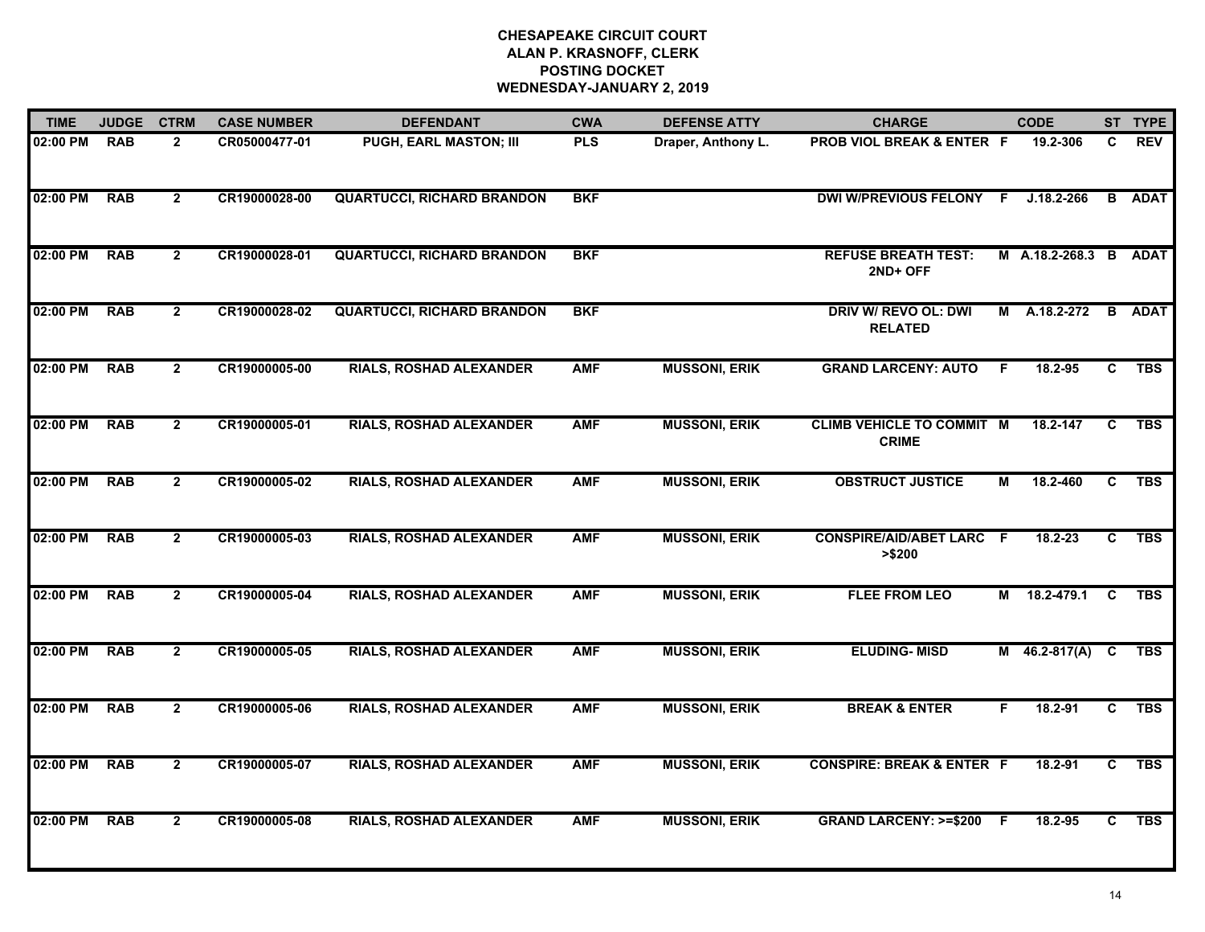# CHESAPEAKE CIRCUIT COURT
## ALAN P. KRASNOFF, CLERK
## POSTING DOCKET
## WEDNESDAY-JANUARY 2, 2019

| TIME | JUDGE | CTRM | CASE NUMBER | DEFENDANT | CWA | DEFENSE ATTY | CHARGE | | CODE | ST | TYPE |
|---|---|---|---|---|---|---|---|---|---|---|---|
| 02:00 PM | RAB | 2 | CR05000477-01 | PUGH, EARL MASTON; III | PLS | Draper, Anthony L. | PROB VIOL BREAK & ENTER | F | 19.2-306 | C | REV |
| 02:00 PM | RAB | 2 | CR19000028-00 | QUARTUCCI, RICHARD BRANDON | BKF | | DWI W/PREVIOUS FELONY | F | J.18.2-266 | B | ADAT |
| 02:00 PM | RAB | 2 | CR19000028-01 | QUARTUCCI, RICHARD BRANDON | BKF | | REFUSE BREATH TEST: 2ND+ OFF | M | A.18.2-268.3 | B | ADAT |
| 02:00 PM | RAB | 2 | CR19000028-02 | QUARTUCCI, RICHARD BRANDON | BKF | | DRIV W/ REVO OL: DWI RELATED | M | A.18.2-272 | B | ADAT |
| 02:00 PM | RAB | 2 | CR19000005-00 | RIALS, ROSHAD ALEXANDER | AMF | MUSSONI, ERIK | GRAND LARCENY: AUTO | F | 18.2-95 | C | TBS |
| 02:00 PM | RAB | 2 | CR19000005-01 | RIALS, ROSHAD ALEXANDER | AMF | MUSSONI, ERIK | CLIMB VEHICLE TO COMMIT CRIME | M | 18.2-147 | C | TBS |
| 02:00 PM | RAB | 2 | CR19000005-02 | RIALS, ROSHAD ALEXANDER | AMF | MUSSONI, ERIK | OBSTRUCT JUSTICE | M | 18.2-460 | C | TBS |
| 02:00 PM | RAB | 2 | CR19000005-03 | RIALS, ROSHAD ALEXANDER | AMF | MUSSONI, ERIK | CONSPIRE/AID/ABET LARC >$200 | F | 18.2-23 | C | TBS |
| 02:00 PM | RAB | 2 | CR19000005-04 | RIALS, ROSHAD ALEXANDER | AMF | MUSSONI, ERIK | FLEE FROM LEO | M | 18.2-479.1 | C | TBS |
| 02:00 PM | RAB | 2 | CR19000005-05 | RIALS, ROSHAD ALEXANDER | AMF | MUSSONI, ERIK | ELUDING- MISD | M | 46.2-817(A) | C | TBS |
| 02:00 PM | RAB | 2 | CR19000005-06 | RIALS, ROSHAD ALEXANDER | AMF | MUSSONI, ERIK | BREAK & ENTER | F | 18.2-91 | C | TBS |
| 02:00 PM | RAB | 2 | CR19000005-07 | RIALS, ROSHAD ALEXANDER | AMF | MUSSONI, ERIK | CONSPIRE: BREAK & ENTER | F | 18.2-91 | C | TBS |
| 02:00 PM | RAB | 2 | CR19000005-08 | RIALS, ROSHAD ALEXANDER | AMF | MUSSONI, ERIK | GRAND LARCENY: >=$200 | F | 18.2-95 | C | TBS |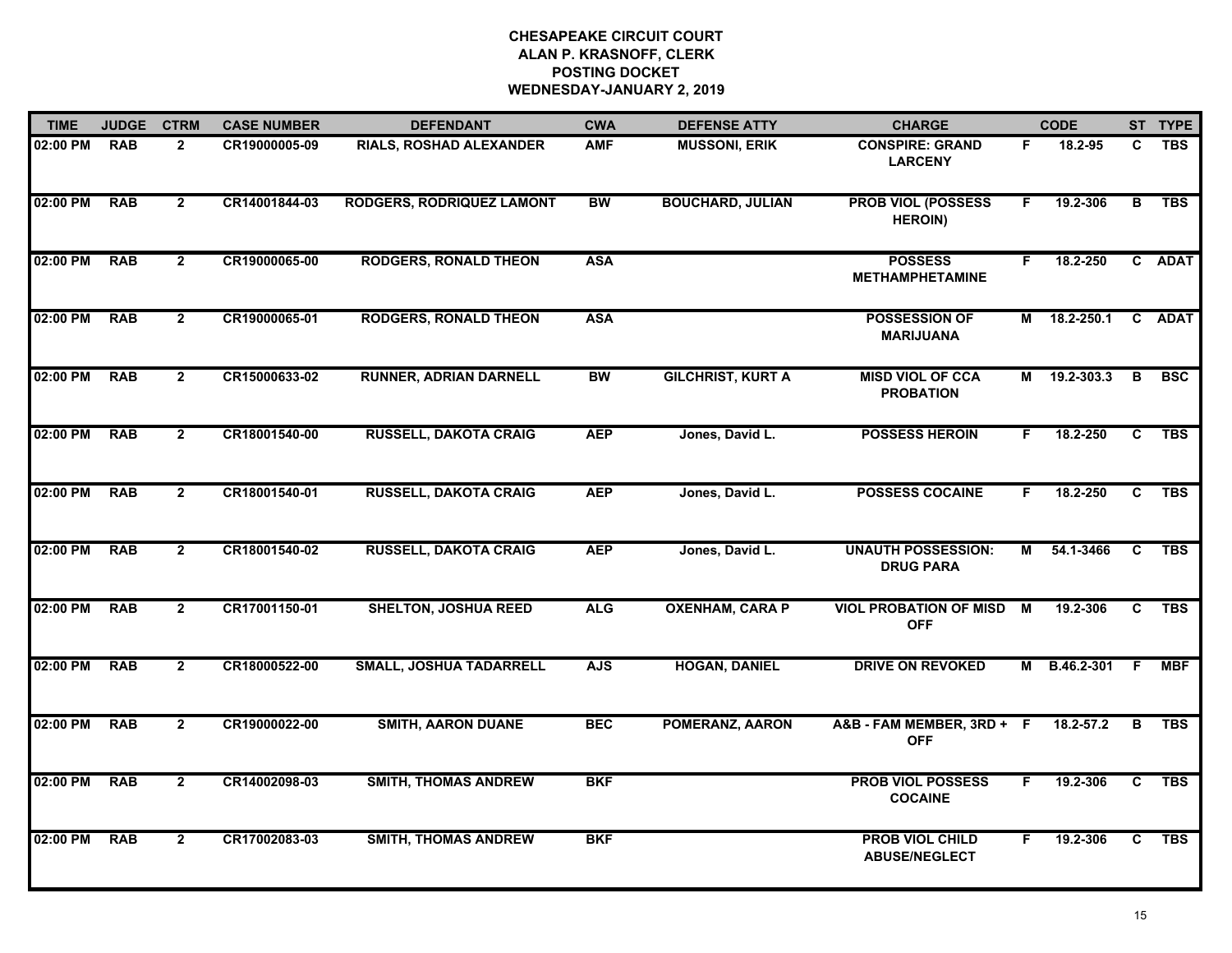**CHESAPEAKE CIRCUIT COURT**
**ALAN P. KRASNOFF, CLERK**
**POSTING DOCKET**
**WEDNESDAY-JANUARY 2, 2019**

| TIME | JUDGE | CTRM | CASE NUMBER | DEFENDANT | CWA | DEFENSE ATTY | CHARGE | | CODE | ST | TYPE |
|---|---|---|---|---|---|---|---|---|---|---|---|
| 02:00 PM | RAB | 2 | CR19000005-09 | RIALS, ROSHAD ALEXANDER | AMF | MUSSONI, ERIK | CONSPIRE: GRAND LARCENY | F | 18.2-95 | C | TBS |
| 02:00 PM | RAB | 2 | CR14001844-03 | RODGERS, RODRIQUEZ LAMONT | BW | BOUCHARD, JULIAN | PROB VIOL (POSSESS HEROIN) | F | 19.2-306 | B | TBS |
| 02:00 PM | RAB | 2 | CR19000065-00 | RODGERS, RONALD THEON | ASA | | POSSESS METHAMPHETAMINE | F | 18.2-250 | C | ADAT |
| 02:00 PM | RAB | 2 | CR19000065-01 | RODGERS, RONALD THEON | ASA | | POSSESSION OF MARIJUANA | M | 18.2-250.1 | C | ADAT |
| 02:00 PM | RAB | 2 | CR15000633-02 | RUNNER, ADRIAN DARNELL | BW | GILCHRIST, KURT A | MISD VIOL OF CCA PROBATION | M | 19.2-303.3 | B | BSC |
| 02:00 PM | RAB | 2 | CR18001540-00 | RUSSELL, DAKOTA CRAIG | AEP | Jones, David L. | POSSESS HEROIN | F | 18.2-250 | C | TBS |
| 02:00 PM | RAB | 2 | CR18001540-01 | RUSSELL, DAKOTA CRAIG | AEP | Jones, David L. | POSSESS COCAINE | F | 18.2-250 | C | TBS |
| 02:00 PM | RAB | 2 | CR18001540-02 | RUSSELL, DAKOTA CRAIG | AEP | Jones, David L. | UNAUTH POSSESSION: DRUG PARA | M | 54.1-3466 | C | TBS |
| 02:00 PM | RAB | 2 | CR17001150-01 | SHELTON, JOSHUA REED | ALG | OXENHAM, CARA P | VIOL PROBATION OF MISD OFF | M | 19.2-306 | C | TBS |
| 02:00 PM | RAB | 2 | CR18000522-00 | SMALL, JOSHUA TADARRELL | AJS | HOGAN, DANIEL | DRIVE ON REVOKED | M | B.46.2-301 | F | MBF |
| 02:00 PM | RAB | 2 | CR19000022-00 | SMITH, AARON DUANE | BEC | POMERANZ, AARON | A&B - FAM MEMBER, 3RD + OFF | F | 18.2-57.2 | B | TBS |
| 02:00 PM | RAB | 2 | CR14002098-03 | SMITH, THOMAS ANDREW | BKF | | PROB VIOL POSSESS COCAINE | F | 19.2-306 | C | TBS |
| 02:00 PM | RAB | 2 | CR17002083-03 | SMITH, THOMAS ANDREW | BKF | | PROB VIOL CHILD ABUSE/NEGLECT | F | 19.2-306 | C | TBS |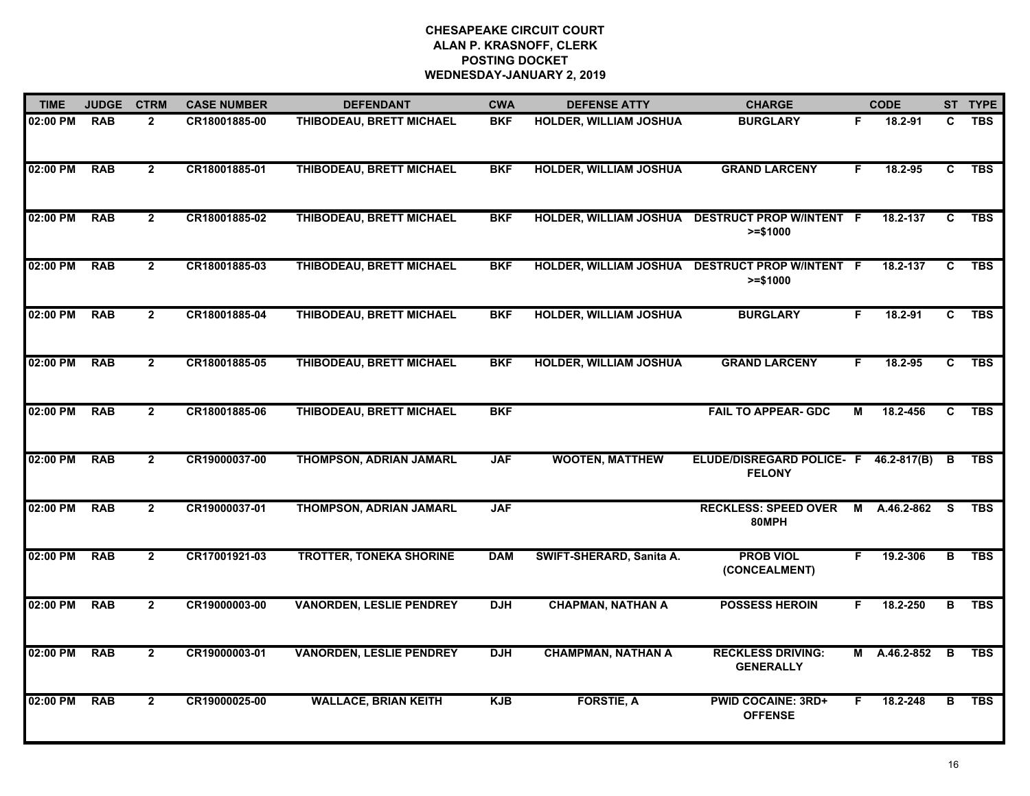# CHESAPEAKE CIRCUIT COURT
## ALAN P. KRASNOFF, CLERK
## POSTING DOCKET
## WEDNESDAY-JANUARY 2, 2019

| TIME | JUDGE | CTRM | CASE NUMBER | DEFENDANT | CWA | DEFENSE ATTY | CHARGE | | CODE | ST | TYPE |
|---|---|---|---|---|---|---|---|---|---|---|---|
| 02:00 PM | RAB | 2 | CR18001885-00 | THIBODEAU, BRETT MICHAEL | BKF | HOLDER, WILLIAM JOSHUA | BURGLARY | F | 18.2-91 | C | TBS |
| 02:00 PM | RAB | 2 | CR18001885-01 | THIBODEAU, BRETT MICHAEL | BKF | HOLDER, WILLIAM JOSHUA | GRAND LARCENY | F | 18.2-95 | C | TBS |
| 02:00 PM | RAB | 2 | CR18001885-02 | THIBODEAU, BRETT MICHAEL | BKF | HOLDER, WILLIAM JOSHUA | DESTRUCT PROP W/INTENT >=$1000 | F | 18.2-137 | C | TBS |
| 02:00 PM | RAB | 2 | CR18001885-03 | THIBODEAU, BRETT MICHAEL | BKF | HOLDER, WILLIAM JOSHUA | DESTRUCT PROP W/INTENT >=$1000 | F | 18.2-137 | C | TBS |
| 02:00 PM | RAB | 2 | CR18001885-04 | THIBODEAU, BRETT MICHAEL | BKF | HOLDER, WILLIAM JOSHUA | BURGLARY | F | 18.2-91 | C | TBS |
| 02:00 PM | RAB | 2 | CR18001885-05 | THIBODEAU, BRETT MICHAEL | BKF | HOLDER, WILLIAM JOSHUA | GRAND LARCENY | F | 18.2-95 | C | TBS |
| 02:00 PM | RAB | 2 | CR18001885-06 | THIBODEAU, BRETT MICHAEL | BKF | | FAIL TO APPEAR- GDC | M | 18.2-456 | C | TBS |
| 02:00 PM | RAB | 2 | CR19000037-00 | THOMPSON, ADRIAN JAMARL | JAF | WOOTEN, MATTHEW | ELUDE/DISREGARD POLICE- FELONY | F | 46.2-817(B) | B | TBS |
| 02:00 PM | RAB | 2 | CR19000037-01 | THOMPSON, ADRIAN JAMARL | JAF | | RECKLESS: SPEED OVER 80MPH | M | A.46.2-862 | S | TBS |
| 02:00 PM | RAB | 2 | CR17001921-03 | TROTTER, TONEKA SHORINE | DAM | SWIFT-SHERARD, Sanita A. | PROB VIOL (CONCEALMENT) | F | 19.2-306 | B | TBS |
| 02:00 PM | RAB | 2 | CR19000003-00 | VANORDEN, LESLIE PENDREY | DJH | CHAPMAN, NATHAN A | POSSESS HEROIN | F | 18.2-250 | B | TBS |
| 02:00 PM | RAB | 2 | CR19000003-01 | VANORDEN, LESLIE PENDREY | DJH | CHAMPMAN, NATHAN A | RECKLESS DRIVING: GENERALLY | M | A.46.2-852 | B | TBS |
| 02:00 PM | RAB | 2 | CR19000025-00 | WALLACE, BRIAN KEITH | KJB | FORSTIE, A | PWID COCAINE: 3RD+ OFFENSE | F | 18.2-248 | B | TBS |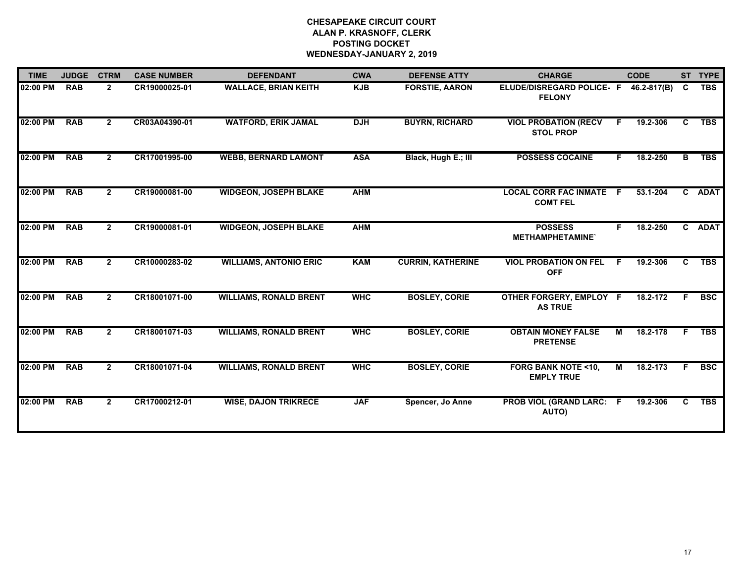# CHESAPEAKE CIRCUIT COURT
## ALAN P. KRASNOFF, CLERK
## POSTING DOCKET
## WEDNESDAY-JANUARY 2, 2019

| TIME | JUDGE | CTRM | CASE NUMBER | DEFENDANT | CWA | DEFENSE ATTY | CHARGE | | CODE | ST | TYPE |
|---|---|---|---|---|---|---|---|---|---|---|---|
| 02:00 PM | RAB | 2 | CR19000025-01 | WALLACE, BRIAN KEITH | KJB | FORSTIE, AARON | ELUDE/DISREGARD POLICE- FELONY | F | 46.2-817(B) | C | TBS |
| 02:00 PM | RAB | 2 | CR03A04390-01 | WATFORD, ERIK JAMAL | DJH | BUYRN, RICHARD | VIOL PROBATION (RECV STOL PROP | F | 19.2-306 | C | TBS |
| 02:00 PM | RAB | 2 | CR17001995-00 | WEBB, BERNARD LAMONT | ASA | Black, Hugh E.; III | POSSESS COCAINE | F | 18.2-250 | B | TBS |
| 02:00 PM | RAB | 2 | CR19000081-00 | WIDGEON, JOSEPH BLAKE | AHM | | LOCAL CORR FAC INMATE COMT FEL | F | 53.1-204 | C | ADAT |
| 02:00 PM | RAB | 2 | CR19000081-01 | WIDGEON, JOSEPH BLAKE | AHM | | POSSESS METHAMPHETAMINE` | F | 18.2-250 | C | ADAT |
| 02:00 PM | RAB | 2 | CR10000283-02 | WILLIAMS, ANTONIO ERIC | KAM | CURRIN, KATHERINE | VIOL PROBATION ON FEL OFF | F | 19.2-306 | C | TBS |
| 02:00 PM | RAB | 2 | CR18001071-00 | WILLIAMS, RONALD BRENT | WHC | BOSLEY, CORIE | OTHER FORGERY, EMPLOY AS TRUE | F | 18.2-172 | F | BSC |
| 02:00 PM | RAB | 2 | CR18001071-03 | WILLIAMS, RONALD BRENT | WHC | BOSLEY, CORIE | OBTAIN MONEY FALSE PRETENSE | M | 18.2-178 | F | TBS |
| 02:00 PM | RAB | 2 | CR18001071-04 | WILLIAMS, RONALD BRENT | WHC | BOSLEY, CORIE | FORG BANK NOTE <10, EMPLY TRUE | M | 18.2-173 | F | BSC |
| 02:00 PM | RAB | 2 | CR17000212-01 | WISE, DAJON TRIKRECE | JAF | Spencer, Jo Anne | PROB VIOL (GRAND LARC: AUTO) | F | 19.2-306 | C | TBS |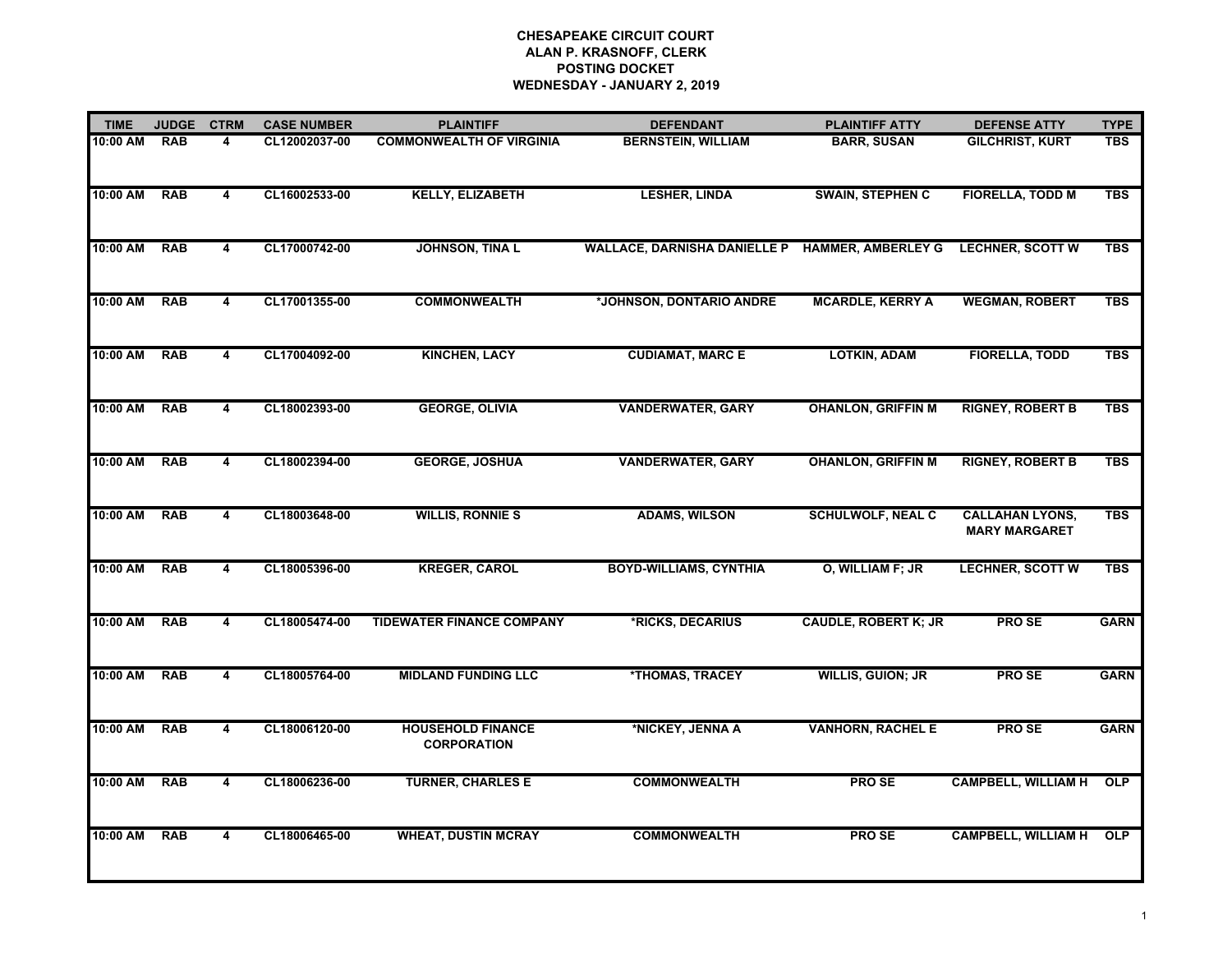**CHESAPEAKE CIRCUIT COURT**
**ALAN P. KRASNOFF, CLERK**
**POSTING DOCKET**
**WEDNESDAY - JANUARY 2, 2019**

| TIME | JUDGE | CTRM | CASE NUMBER | PLAINTIFF | DEFENDANT | PLAINTIFF ATTY | DEFENSE ATTY | TYPE |
|---|---|---|---|---|---|---|---|---|
| 10:00 AM | RAB | 4 | CL12002037-00 | COMMONWEALTH OF VIRGINIA | BERNSTEIN, WILLIAM | BARR, SUSAN | GILCHRIST, KURT | TBS |
| 10:00 AM | RAB | 4 | CL16002533-00 | KELLY, ELIZABETH | LESHER, LINDA | SWAIN, STEPHEN C | FIORELLA, TODD M | TBS |
| 10:00 AM | RAB | 4 | CL17000742-00 | JOHNSON, TINA L | WALLACE, DARNISHA DANIELLE P | HAMMER, AMBERLEY G | LECHNER, SCOTT W | TBS |
| 10:00 AM | RAB | 4 | CL17001355-00 | COMMONWEALTH | *JOHNSON, DONTARIO ANDRE | MCARDLE, KERRY A | WEGMAN, ROBERT | TBS |
| 10:00 AM | RAB | 4 | CL17004092-00 | KINCHEN, LACY | CUDIAMAT, MARC E | LOTKIN, ADAM | FIORELLA, TODD | TBS |
| 10:00 AM | RAB | 4 | CL18002393-00 | GEORGE, OLIVIA | VANDERWATER, GARY | OHANLON, GRIFFIN M | RIGNEY, ROBERT B | TBS |
| 10:00 AM | RAB | 4 | CL18002394-00 | GEORGE, JOSHUA | VANDERWATER, GARY | OHANLON, GRIFFIN M | RIGNEY, ROBERT B | TBS |
| 10:00 AM | RAB | 4 | CL18003648-00 | WILLIS, RONNIE S | ADAMS, WILSON | SCHULWOLF, NEAL C | CALLAHAN LYONS, MARY MARGARET | TBS |
| 10:00 AM | RAB | 4 | CL18005396-00 | KREGER, CAROL | BOYD-WILLIAMS, CYNTHIA | O, WILLIAM F; JR | LECHNER, SCOTT W | TBS |
| 10:00 AM | RAB | 4 | CL18005474-00 | TIDEWATER FINANCE COMPANY | *RICKS, DECARIUS | CAUDLE, ROBERT K; JR | PRO SE | GARN |
| 10:00 AM | RAB | 4 | CL18005764-00 | MIDLAND FUNDING LLC | *THOMAS, TRACEY | WILLIS, GUION; JR | PRO SE | GARN |
| 10:00 AM | RAB | 4 | CL18006120-00 | HOUSEHOLD FINANCE CORPORATION | *NICKEY, JENNA A | VANHORN, RACHEL E | PRO SE | GARN |
| 10:00 AM | RAB | 4 | CL18006236-00 | TURNER, CHARLES E | COMMONWEALTH | PRO SE | CAMPBELL, WILLIAM H | OLP |
| 10:00 AM | RAB | 4 | CL18006465-00 | WHEAT, DUSTIN MCRAY | COMMONWEALTH | PRO SE | CAMPBELL, WILLIAM H | OLP |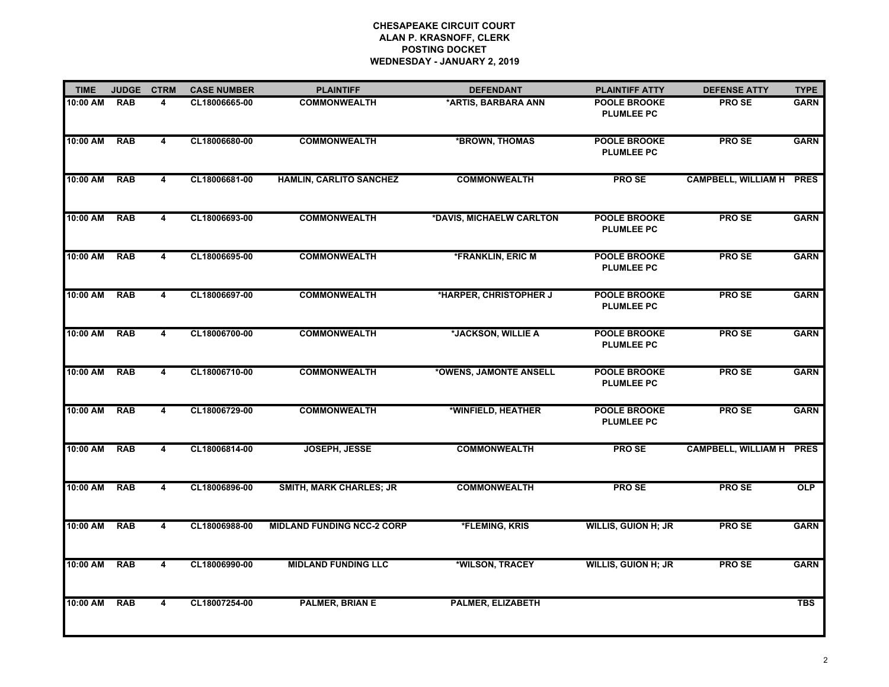**CHESAPEAKE CIRCUIT COURT**
**ALAN P. KRASNOFF, CLERK**
**POSTING DOCKET**
**WEDNESDAY - JANUARY 2, 2019**

| TIME | JUDGE | CTRM | CASE NUMBER | PLAINTIFF | DEFENDANT | PLAINTIFF ATTY | DEFENSE ATTY | TYPE |
|---|---|---|---|---|---|---|---|---|
| 10:00 AM | RAB | 4 | CL18006665-00 | COMMONWEALTH | *ARTIS, BARBARA ANN | POOLE BROOKE PLUMLEE PC | PRO SE | GARN |
| 10:00 AM | RAB | 4 | CL18006680-00 | COMMONWEALTH | *BROWN, THOMAS | POOLE BROOKE PLUMLEE PC | PRO SE | GARN |
| 10:00 AM | RAB | 4 | CL18006681-00 | HAMLIN, CARLITO SANCHEZ | COMMONWEALTH | PRO SE | CAMPBELL, WILLIAM H | PRES |
| 10:00 AM | RAB | 4 | CL18006693-00 | COMMONWEALTH | *DAVIS, MICHAELW CARLTON | POOLE BROOKE PLUMLEE PC | PRO SE | GARN |
| 10:00 AM | RAB | 4 | CL18006695-00 | COMMONWEALTH | *FRANKLIN, ERIC M | POOLE BROOKE PLUMLEE PC | PRO SE | GARN |
| 10:00 AM | RAB | 4 | CL18006697-00 | COMMONWEALTH | *HARPER, CHRISTOPHER J | POOLE BROOKE PLUMLEE PC | PRO SE | GARN |
| 10:00 AM | RAB | 4 | CL18006700-00 | COMMONWEALTH | *JACKSON, WILLIE A | POOLE BROOKE PLUMLEE PC | PRO SE | GARN |
| 10:00 AM | RAB | 4 | CL18006710-00 | COMMONWEALTH | *OWENS, JAMONTE ANSELL | POOLE BROOKE PLUMLEE PC | PRO SE | GARN |
| 10:00 AM | RAB | 4 | CL18006729-00 | COMMONWEALTH | *WINFIELD, HEATHER | POOLE BROOKE PLUMLEE PC | PRO SE | GARN |
| 10:00 AM | RAB | 4 | CL18006814-00 | JOSEPH, JESSE | COMMONWEALTH | PRO SE | CAMPBELL, WILLIAM H | PRES |
| 10:00 AM | RAB | 4 | CL18006896-00 | SMITH, MARK CHARLES; JR | COMMONWEALTH | PRO SE | PRO SE | OLP |
| 10:00 AM | RAB | 4 | CL18006988-00 | MIDLAND FUNDING NCC-2 CORP | *FLEMING, KRIS | WILLIS, GUION H; JR | PRO SE | GARN |
| 10:00 AM | RAB | 4 | CL18006990-00 | MIDLAND FUNDING LLC | *WILSON, TRACEY | WILLIS, GUION H; JR | PRO SE | GARN |
| 10:00 AM | RAB | 4 | CL18007254-00 | PALMER, BRIAN E | PALMER, ELIZABETH | | | TBS |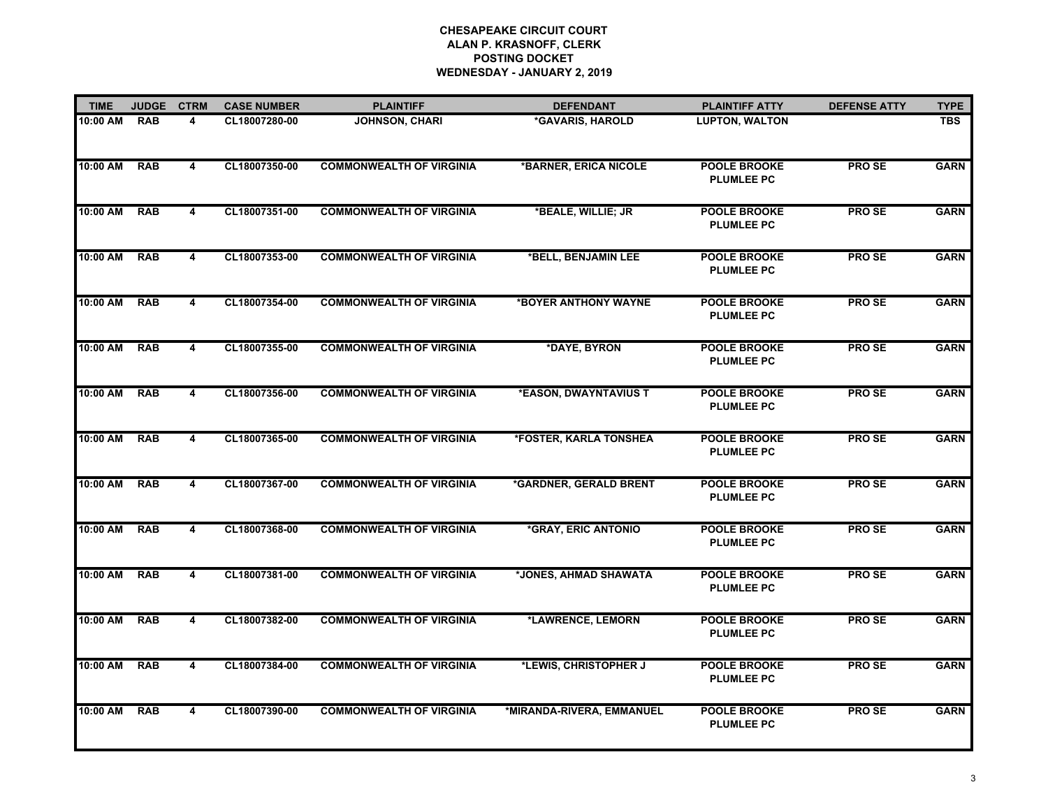**CHESAPEAKE CIRCUIT COURT**
**ALAN P. KRASNOFF, CLERK**
**POSTING DOCKET**
**WEDNESDAY - JANUARY 2, 2019**

| TIME | JUDGE | CTRM | CASE NUMBER | PLAINTIFF | DEFENDANT | PLAINTIFF ATTY | DEFENSE ATTY | TYPE |
|---|---|---|---|---|---|---|---|---|
| 10:00 AM | RAB | 4 | CL18007280-00 | JOHNSON, CHARI | *GAVARIS, HAROLD | LUPTON, WALTON | | TBS |
| 10:00 AM | RAB | 4 | CL18007350-00 | COMMONWEALTH OF VIRGINIA | *BARNER, ERICA NICOLE | POOLE BROOKE PLUMLEE PC | PRO SE | GARN |
| 10:00 AM | RAB | 4 | CL18007351-00 | COMMONWEALTH OF VIRGINIA | *BEALE, WILLIE; JR | POOLE BROOKE PLUMLEE PC | PRO SE | GARN |
| 10:00 AM | RAB | 4 | CL18007353-00 | COMMONWEALTH OF VIRGINIA | *BELL, BENJAMIN LEE | POOLE BROOKE PLUMLEE PC | PRO SE | GARN |
| 10:00 AM | RAB | 4 | CL18007354-00 | COMMONWEALTH OF VIRGINIA | *BOYER ANTHONY WAYNE | POOLE BROOKE PLUMLEE PC | PRO SE | GARN |
| 10:00 AM | RAB | 4 | CL18007355-00 | COMMONWEALTH OF VIRGINIA | *DAYE, BYRON | POOLE BROOKE PLUMLEE PC | PRO SE | GARN |
| 10:00 AM | RAB | 4 | CL18007356-00 | COMMONWEALTH OF VIRGINIA | *EASON, DWAYNTAVIUS T | POOLE BROOKE PLUMLEE PC | PRO SE | GARN |
| 10:00 AM | RAB | 4 | CL18007365-00 | COMMONWEALTH OF VIRGINIA | *FOSTER, KARLA TONSHEA | POOLE BROOKE PLUMLEE PC | PRO SE | GARN |
| 10:00 AM | RAB | 4 | CL18007367-00 | COMMONWEALTH OF VIRGINIA | *GARDNER, GERALD BRENT | POOLE BROOKE PLUMLEE PC | PRO SE | GARN |
| 10:00 AM | RAB | 4 | CL18007368-00 | COMMONWEALTH OF VIRGINIA | *GRAY, ERIC ANTONIO | POOLE BROOKE PLUMLEE PC | PRO SE | GARN |
| 10:00 AM | RAB | 4 | CL18007381-00 | COMMONWEALTH OF VIRGINIA | *JONES, AHMAD SHAWATA | POOLE BROOKE PLUMLEE PC | PRO SE | GARN |
| 10:00 AM | RAB | 4 | CL18007382-00 | COMMONWEALTH OF VIRGINIA | *LAWRENCE, LEMORN | POOLE BROOKE PLUMLEE PC | PRO SE | GARN |
| 10:00 AM | RAB | 4 | CL18007384-00 | COMMONWEALTH OF VIRGINIA | *LEWIS, CHRISTOPHER J | POOLE BROOKE PLUMLEE PC | PRO SE | GARN |
| 10:00 AM | RAB | 4 | CL18007390-00 | COMMONWEALTH OF VIRGINIA | *MIRANDA-RIVERA, EMMANUEL | POOLE BROOKE PLUMLEE PC | PRO SE | GARN |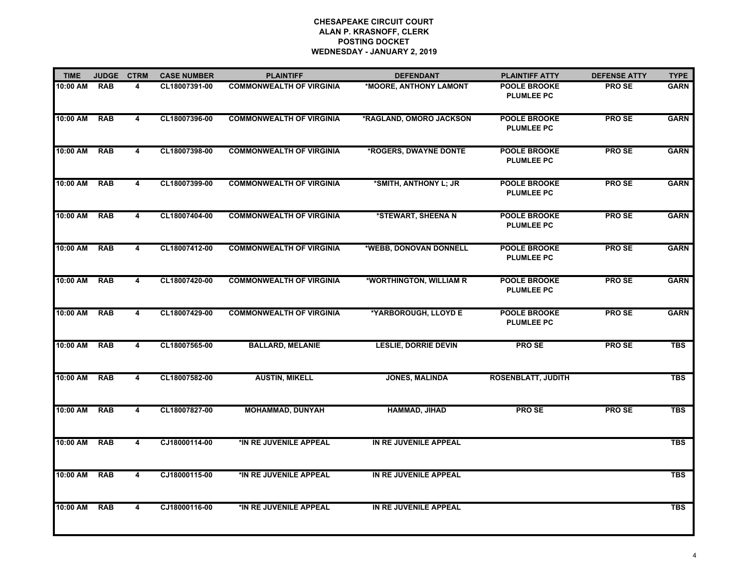**CHESAPEAKE CIRCUIT COURT**
**ALAN P. KRASNOFF, CLERK**
**POSTING DOCKET**
**WEDNESDAY - JANUARY 2, 2019**

| TIME | JUDGE | CTRM | CASE NUMBER | PLAINTIFF | DEFENDANT | PLAINTIFF ATTY | DEFENSE ATTY | TYPE |
|---|---|---|---|---|---|---|---|---|
| 10:00 AM | RAB | 4 | CL18007391-00 | COMMONWEALTH OF VIRGINIA | *MOORE, ANTHONY LAMONT | POOLE BROOKE PLUMLEE PC | PRO SE | GARN |
| 10:00 AM | RAB | 4 | CL18007396-00 | COMMONWEALTH OF VIRGINIA | *RAGLAND, OMORO JACKSON | POOLE BROOKE PLUMLEE PC | PRO SE | GARN |
| 10:00 AM | RAB | 4 | CL18007398-00 | COMMONWEALTH OF VIRGINIA | *ROGERS, DWAYNE DONTE | POOLE BROOKE PLUMLEE PC | PRO SE | GARN |
| 10:00 AM | RAB | 4 | CL18007399-00 | COMMONWEALTH OF VIRGINIA | *SMITH, ANTHONY L; JR | POOLE BROOKE PLUMLEE PC | PRO SE | GARN |
| 10:00 AM | RAB | 4 | CL18007404-00 | COMMONWEALTH OF VIRGINIA | *STEWART, SHEENA N | POOLE BROOKE PLUMLEE PC | PRO SE | GARN |
| 10:00 AM | RAB | 4 | CL18007412-00 | COMMONWEALTH OF VIRGINIA | *WEBB, DONOVAN DONNELL | POOLE BROOKE PLUMLEE PC | PRO SE | GARN |
| 10:00 AM | RAB | 4 | CL18007420-00 | COMMONWEALTH OF VIRGINIA | *WORTHINGTON, WILLIAM R | POOLE BROOKE PLUMLEE PC | PRO SE | GARN |
| 10:00 AM | RAB | 4 | CL18007429-00 | COMMONWEALTH OF VIRGINIA | *YARBOROUGH, LLOYD E | POOLE BROOKE PLUMLEE PC | PRO SE | GARN |
| 10:00 AM | RAB | 4 | CL18007565-00 | BALLARD, MELANIE | LESLIE, DORRIE DEVIN | PRO SE | PRO SE | TBS |
| 10:00 AM | RAB | 4 | CL18007582-00 | AUSTIN, MIKELL | JONES, MALINDA | ROSENBLATT, JUDITH | | TBS |
| 10:00 AM | RAB | 4 | CL18007827-00 | MOHAMMAD, DUNYAH | HAMMAD, JIHAD | PRO SE | PRO SE | TBS |
| 10:00 AM | RAB | 4 | CJ18000114-00 | *IN RE JUVENILE APPEAL | IN RE JUVENILE APPEAL | | | TBS |
| 10:00 AM | RAB | 4 | CJ18000115-00 | *IN RE JUVENILE APPEAL | IN RE JUVENILE APPEAL | | | TBS |
| 10:00 AM | RAB | 4 | CJ18000116-00 | *IN RE JUVENILE APPEAL | IN RE JUVENILE APPEAL | | | TBS |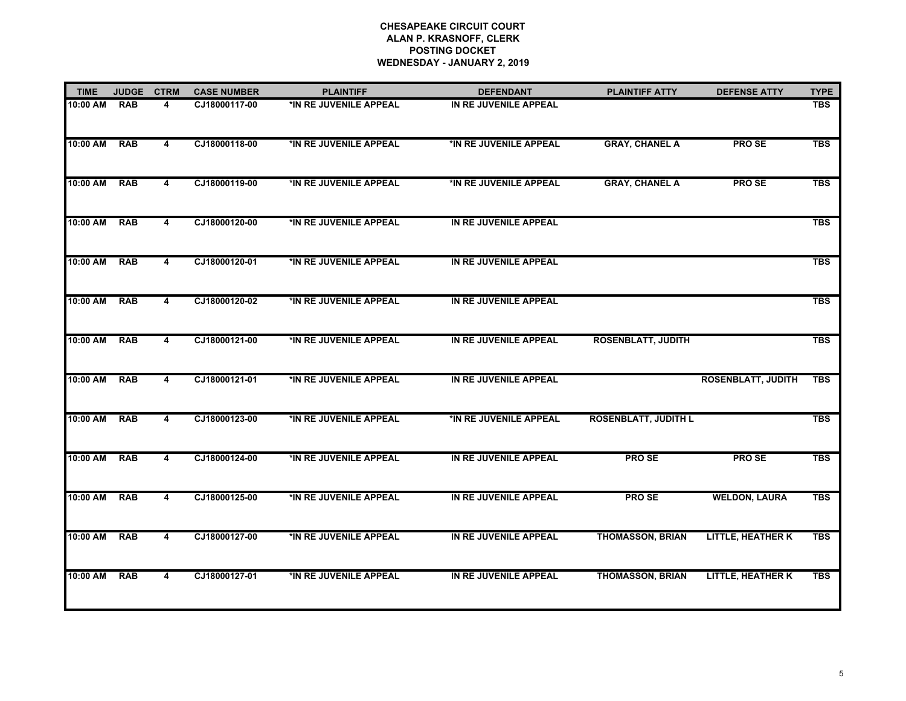**CHESAPEAKE CIRCUIT COURT**
**ALAN P. KRASNOFF, CLERK**
**POSTING DOCKET**
**WEDNESDAY - JANUARY 2, 2019**

| TIME | JUDGE | CTRM | CASE NUMBER | PLAINTIFF | DEFENDANT | PLAINTIFF ATTY | DEFENSE ATTY | TYPE |
|---|---|---|---|---|---|---|---|---|
| 10:00 AM | RAB | 4 | CJ18000117-00 | *IN RE JUVENILE APPEAL | IN RE JUVENILE APPEAL | | | TBS |
| 10:00 AM | RAB | 4 | CJ18000118-00 | *IN RE JUVENILE APPEAL | *IN RE JUVENILE APPEAL | GRAY, CHANEL A | PRO SE | TBS |
| 10:00 AM | RAB | 4 | CJ18000119-00 | *IN RE JUVENILE APPEAL | *IN RE JUVENILE APPEAL | GRAY, CHANEL A | PRO SE | TBS |
| 10:00 AM | RAB | 4 | CJ18000120-00 | *IN RE JUVENILE APPEAL | IN RE JUVENILE APPEAL | | | TBS |
| 10:00 AM | RAB | 4 | CJ18000120-01 | *IN RE JUVENILE APPEAL | IN RE JUVENILE APPEAL | | | TBS |
| 10:00 AM | RAB | 4 | CJ18000120-02 | *IN RE JUVENILE APPEAL | IN RE JUVENILE APPEAL | | | TBS |
| 10:00 AM | RAB | 4 | CJ18000121-00 | *IN RE JUVENILE APPEAL | IN RE JUVENILE APPEAL | ROSENBLATT, JUDITH | | TBS |
| 10:00 AM | RAB | 4 | CJ18000121-01 | *IN RE JUVENILE APPEAL | IN RE JUVENILE APPEAL | | ROSENBLATT, JUDITH | TBS |
| 10:00 AM | RAB | 4 | CJ18000123-00 | *IN RE JUVENILE APPEAL | *IN RE JUVENILE APPEAL | ROSENBLATT, JUDITH L | | TBS |
| 10:00 AM | RAB | 4 | CJ18000124-00 | *IN RE JUVENILE APPEAL | IN RE JUVENILE APPEAL | PRO SE | PRO SE | TBS |
| 10:00 AM | RAB | 4 | CJ18000125-00 | *IN RE JUVENILE APPEAL | IN RE JUVENILE APPEAL | PRO SE | WELDON, LAURA | TBS |
| 10:00 AM | RAB | 4 | CJ18000127-00 | *IN RE JUVENILE APPEAL | IN RE JUVENILE APPEAL | THOMASSON, BRIAN | LITTLE, HEATHER K | TBS |
| 10:00 AM | RAB | 4 | CJ18000127-01 | *IN RE JUVENILE APPEAL | IN RE JUVENILE APPEAL | THOMASSON, BRIAN | LITTLE, HEATHER K | TBS |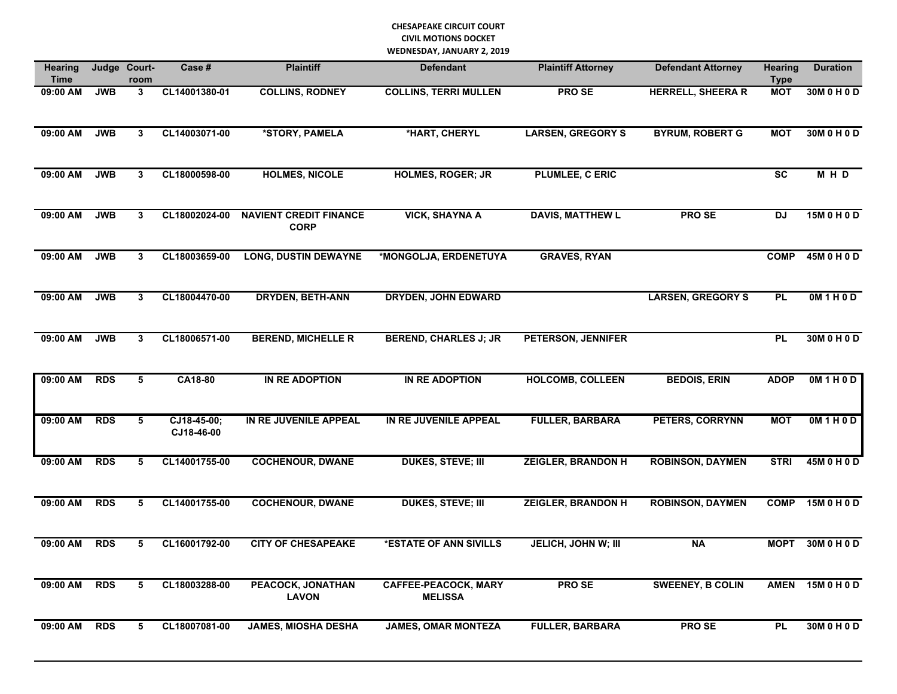# CHESAPEAKE CIRCUIT COURT
## CIVIL MOTIONS DOCKET
## WEDNESDAY, JANUARY 2, 2019

| Hearing Time | Judge | Court-room | Case # | Plaintiff | Defendant | Plaintiff Attorney | Defendant Attorney | Hearing Type | Duration |
|---|---|---|---|---|---|---|---|---|---|
| 09:00 AM | JWB | 3 | CL14001380-01 | COLLINS, RODNEY | COLLINS, TERRI MULLEN | PRO SE | HERRELL, SHEERA R | MOT | 30M 0 H 0 D |
| 09:00 AM | JWB | 3 | CL14003071-00 | *STORY, PAMELA | *HART, CHERYL | LARSEN, GREGORY S | BYRUM, ROBERT G | MOT | 30M 0 H 0 D |
| 09:00 AM | JWB | 3 | CL18000598-00 | HOLMES, NICOLE | HOLMES, ROGER; JR | PLUMLEE, C ERIC | | SC | M H D |
| 09:00 AM | JWB | 3 | CL18002024-00 | NAVIENT CREDIT FINANCE CORP | VICK, SHAYNA A | DAVIS, MATTHEW L | PRO SE | DJ | 15M 0 H 0 D |
| 09:00 AM | JWB | 3 | CL18003659-00 | LONG, DUSTIN DEWAYNE | *MONGOLJA, ERDENETUYA | GRAVES, RYAN | | COMP | 45M 0 H 0 D |
| 09:00 AM | JWB | 3 | CL18004470-00 | DRYDEN, BETH-ANN | DRYDEN, JOHN EDWARD | | LARSEN, GREGORY S | PL | 0M 1 H 0 D |
| 09:00 AM | JWB | 3 | CL18006571-00 | BEREND, MICHELLE R | BEREND, CHARLES J; JR | PETERSON, JENNIFER | | PL | 30M 0 H 0 D |
| 09:00 AM | RDS | 5 | CA18-80 | IN RE ADOPTION | IN RE ADOPTION | HOLCOMB, COLLEEN | BEDOIS, ERIN | ADOP | 0M 1 H 0 D |
| 09:00 AM | RDS | 5 | CJ18-45-00; CJ18-46-00 | IN RE JUVENILE APPEAL | IN RE JUVENILE APPEAL | FULLER, BARBARA | PETERS, CORRYNN | MOT | 0M 1 H 0 D |
| 09:00 AM | RDS | 5 | CL14001755-00 | COCHENOUR, DWANE | DUKES, STEVE; III | ZEIGLER, BRANDON H | ROBINSON, DAYMEN | STRI | 45M 0 H 0 D |
| 09:00 AM | RDS | 5 | CL14001755-00 | COCHENOUR, DWANE | DUKES, STEVE; III | ZEIGLER, BRANDON H | ROBINSON, DAYMEN | COMP | 15M 0 H 0 D |
| 09:00 AM | RDS | 5 | CL16001792-00 | CITY OF CHESAPEAKE | *ESTATE OF ANN SIVILLS | JELICH, JOHN W; III | NA | MOPT | 30M 0 H 0 D |
| 09:00 AM | RDS | 5 | CL18003288-00 | PEACOCK, JONATHAN LAVON | CAFFEE-PEACOCK, MARY MELISSA | PRO SE | SWEENEY, B COLIN | AMEN | 15M 0 H 0 D |
| 09:00 AM | RDS | 5 | CL18007081-00 | JAMES, MIOSHA DESHA | JAMES, OMAR MONTEZA | FULLER, BARBARA | PRO SE | PL | 30M 0 H 0 D |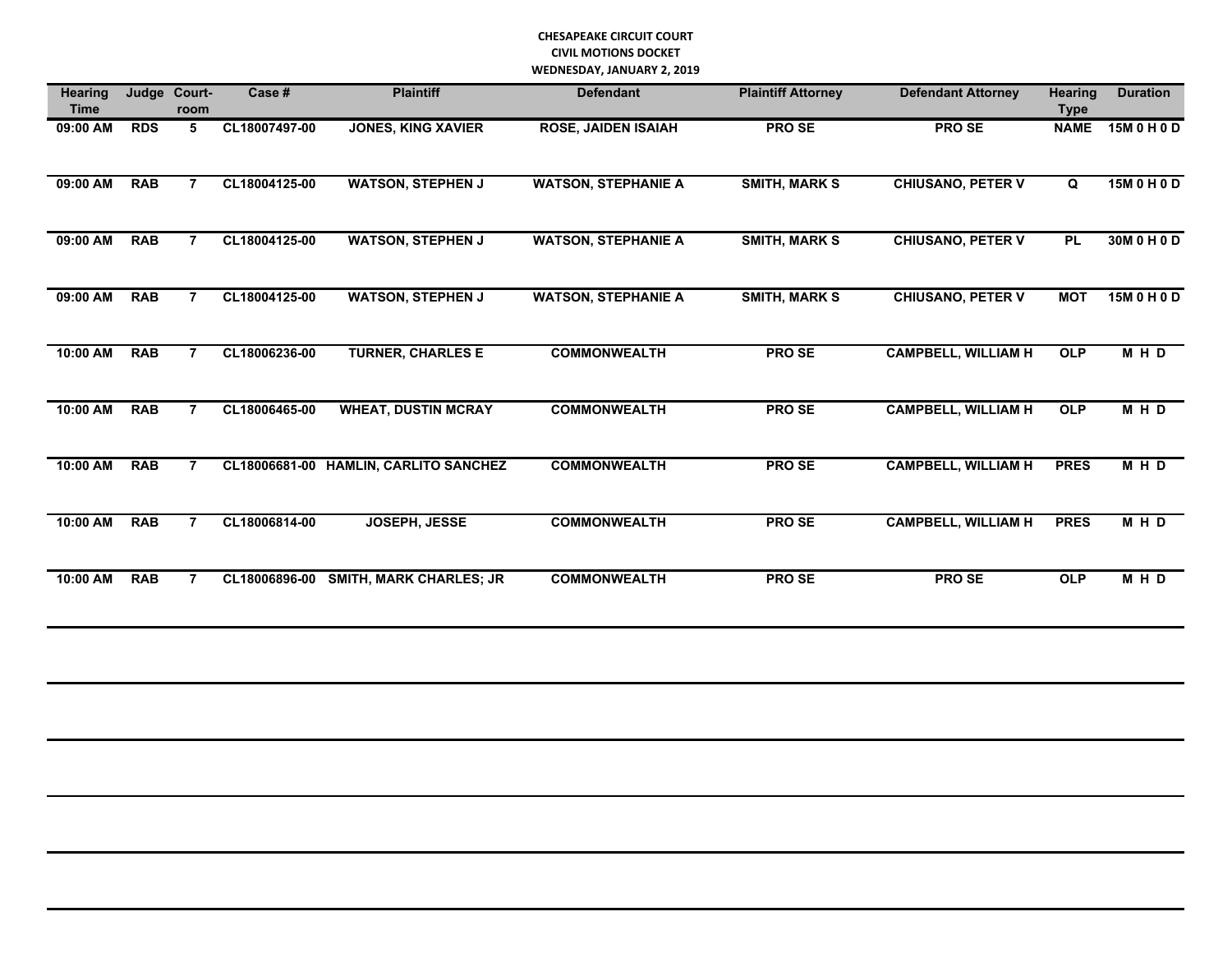**CHESAPEAKE CIRCUIT COURT**
**CIVIL MOTIONS DOCKET**
**WEDNESDAY, JANUARY 2, 2019**

| Hearing Time | Judge | Court-room | Case # | Plaintiff | Defendant | Plaintiff Attorney | Defendant Attorney | Hearing Type | Duration |
|---|---|---|---|---|---|---|---|---|---|
| 09:00 AM | RDS | 5 | CL18007497-00 | JONES, KING XAVIER | ROSE, JAIDEN ISAIAH | PRO SE | PRO SE | NAME | 15M 0 H 0 D |
| 09:00 AM | RAB | 7 | CL18004125-00 | WATSON, STEPHEN J | WATSON, STEPHANIE A | SMITH, MARK S | CHIUSANO, PETER V | Q | 15M 0 H 0 D |
| 09:00 AM | RAB | 7 | CL18004125-00 | WATSON, STEPHEN J | WATSON, STEPHANIE A | SMITH, MARK S | CHIUSANO, PETER V | PL | 30M 0 H 0 D |
| 09:00 AM | RAB | 7 | CL18004125-00 | WATSON, STEPHEN J | WATSON, STEPHANIE A | SMITH, MARK S | CHIUSANO, PETER V | MOT | 15M 0 H 0 D |
| 10:00 AM | RAB | 7 | CL18006236-00 | TURNER, CHARLES E | COMMONWEALTH | PRO SE | CAMPBELL, WILLIAM H | OLP | M H D |
| 10:00 AM | RAB | 7 | CL18006465-00 | WHEAT, DUSTIN MCRAY | COMMONWEALTH | PRO SE | CAMPBELL, WILLIAM H | OLP | M H D |
| 10:00 AM | RAB | 7 | CL18006681-00 | HAMLIN, CARLITO SANCHEZ | COMMONWEALTH | PRO SE | CAMPBELL, WILLIAM H | PRES | M H D |
| 10:00 AM | RAB | 7 | CL18006814-00 | JOSEPH, JESSE | COMMONWEALTH | PRO SE | CAMPBELL, WILLIAM H | PRES | M H D |
| 10:00 AM | RAB | 7 | CL18006896-00 | SMITH, MARK CHARLES; JR | COMMONWEALTH | PRO SE | PRO SE | OLP | M H D |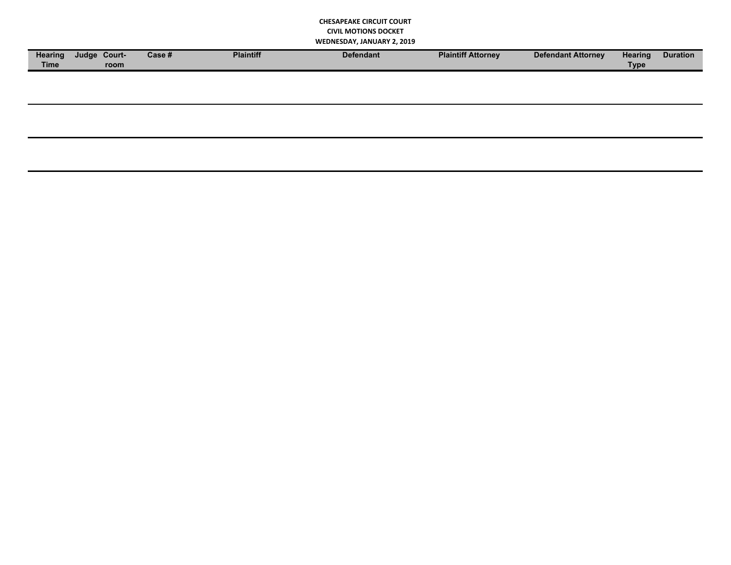**CHESAPEAKE CIRCUIT COURT**
**CIVIL MOTIONS DOCKET**
**WEDNESDAY, JANUARY 2, 2019**

| Hearing Time | Judge | Court-room | Case # | Plaintiff | Defendant | Plaintiff Attorney | Defendant Attorney | Hearing Type | Duration |
|---|---|---|---|---|---|---|---|---|---|
| | | | | | | | | | |